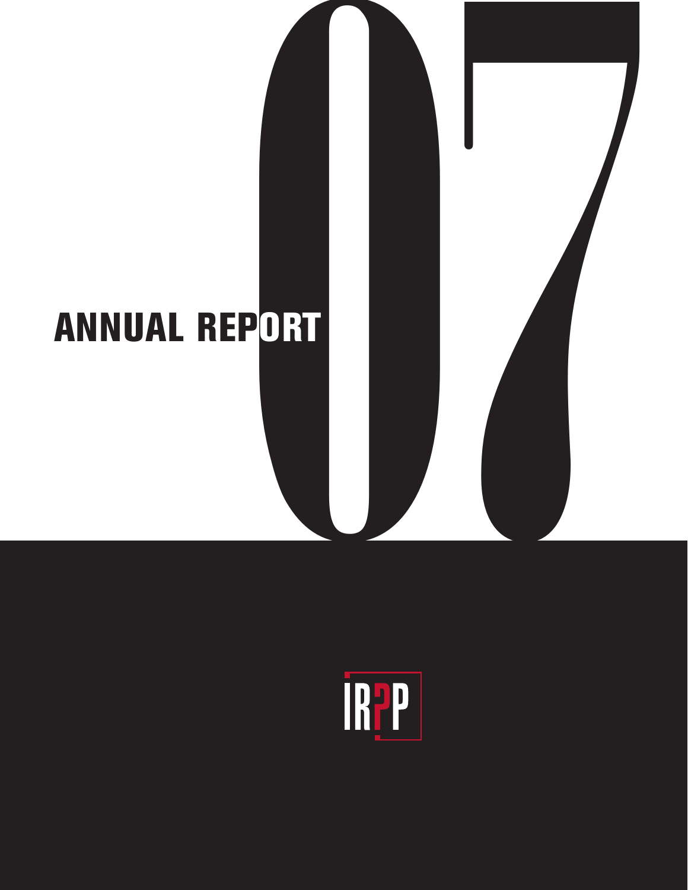# ANNUAL REPORT 07

IRPP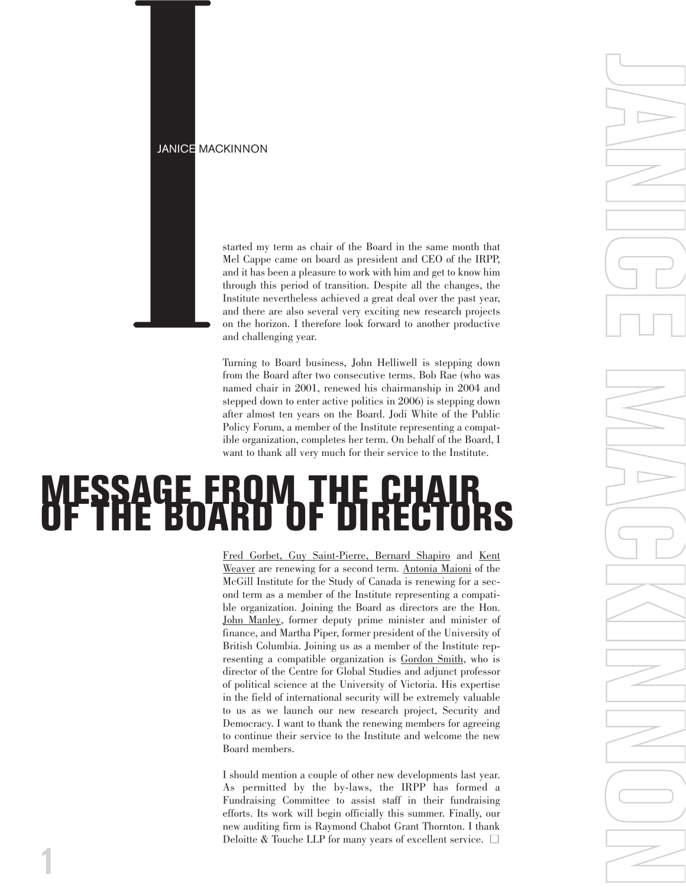# MESSAGE FROM THE CHAIR OF THE BOARD OF DIRECTORS

JANICE MACKINNON

I started my term as chair of the Board in the same month that Mel Cappe came on board as president and CEO of the IRPP, and it has been a pleasure to work with him and get to know him through this period of transition. Despite all the changes, the Institute nevertheless achieved a great deal over the past year, and there are also several very exciting new research projects on the horizon. I therefore look forward to another productive and challenging year.

Turning to Board business, John Helliwell is stepping down from the Board after two consecutive terms. Bob Rae (who was named chair in 2001, renewed his chairmanship in 2004 and stepped down to enter active politics in 2006) is stepping down after almost ten years on the Board. Jodi White of the Public Policy Forum, a member of the Institute representing a compatible organization, completes her term. On behalf of the Board, I want to thank all very much for their service to the Institute.

Fred Gorbet, Guy Saint-Pierre, Bernard Shapiro and Kent Weaver are renewing for a second term. Antonia Maioni of the McGill Institute for the Study of Canada is renewing for a second term as a member of the Institute representing a compatible organization. Joining the Board as directors are the Hon. John Manley, former deputy prime minister and minister of finance, and Martha Piper, former president of the University of British Columbia. Joining us as a member of the Institute representing a compatible organization is Gordon Smith, who is director of the Centre for Global Studies and adjunct professor of political science at the University of Victoria. His expertise in the field of international security will be extremely valuable to us as we launch our new research project, Security and Democracy. I want to thank the renewing members for agreeing to continue their service to the Institute and welcome the new Board members.

I should mention a couple of other new developments last year. As permitted by the by-laws, the IRPP has formed a Fundraising Committee to assist staff in their fundraising efforts. Its work will begin officially this summer. Finally, our new auditing firm is Raymond Chabot Grant Thornton. I thank Deloitte & Touche LLP for many years of excellent service. □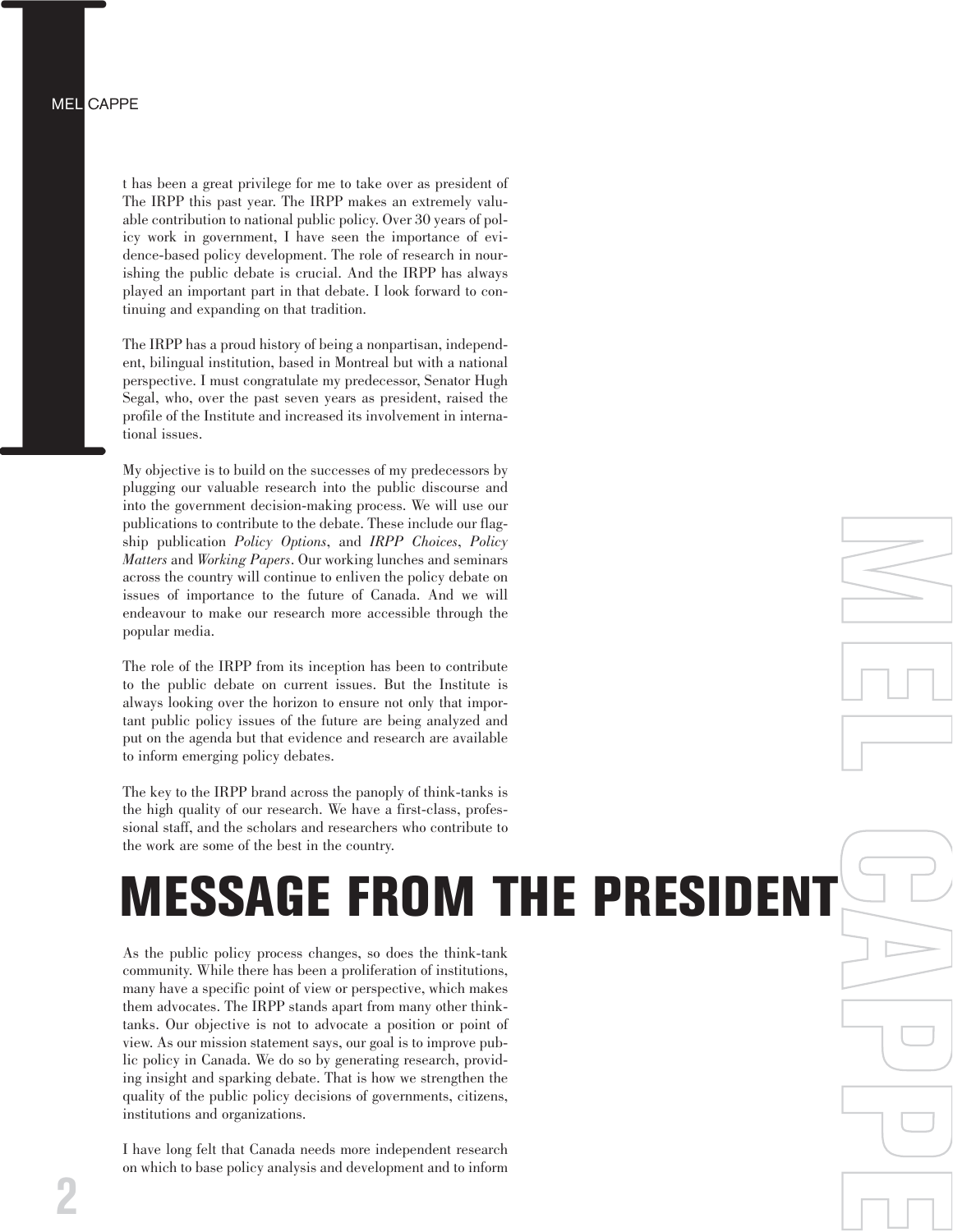# MESSAGE FROM THE PRESIDENT

MEL CAPPE

It has been a great privilege for me to take over as president of The IRPP this past year. The IRPP makes an extremely valuable contribution to national public policy. Over 30 years of policy work in government, I have seen the importance of evidence-based policy development. The role of research in nourishing the public debate is crucial. And the IRPP has always played an important part in that debate. I look forward to continuing and expanding on that tradition.

The IRPP has a proud history of being a nonpartisan, independent, bilingual institution, based in Montreal but with a national perspective. I must congratulate my predecessor, Senator Hugh Segal, who, over the past seven years as president, raised the profile of the Institute and increased its involvement in international issues.

My objective is to build on the successes of my predecessors by plugging our valuable research into the public discourse and into the government decision-making process. We will use our publications to contribute to the debate. These include our flagship publication *Policy Options*, and *IRPP Choices*, *Policy Matters* and *Working Papers*. Our working lunches and seminars across the country will continue to enliven the policy debate on issues of importance to the future of Canada. And we will endeavour to make our research more accessible through the popular media.

The role of the IRPP from its inception has been to contribute to the public debate on current issues. But the Institute is always looking over the horizon to ensure not only that important public policy issues of the future are being analyzed and put on the agenda but that evidence and research are available to inform emerging policy debates.

The key to the IRPP brand across the panoply of think-tanks is the high quality of our research. We have a first-class, professional staff, and the scholars and researchers who contribute to the work are some of the best in the country.

As the public policy process changes, so does the think-tank community. While there has been a proliferation of institutions, many have a specific point of view or perspective, which makes them advocates. The IRPP stands apart from many other think-tanks. Our objective is not to advocate a position or point of view. As our mission statement says, our goal is to improve public policy in Canada. We do so by generating research, providing insight and sparking debate. That is how we strengthen the quality of the public policy decisions of governments, citizens, institutions and organizations.

I have long felt that Canada needs more independent research on which to base policy analysis and development and to inform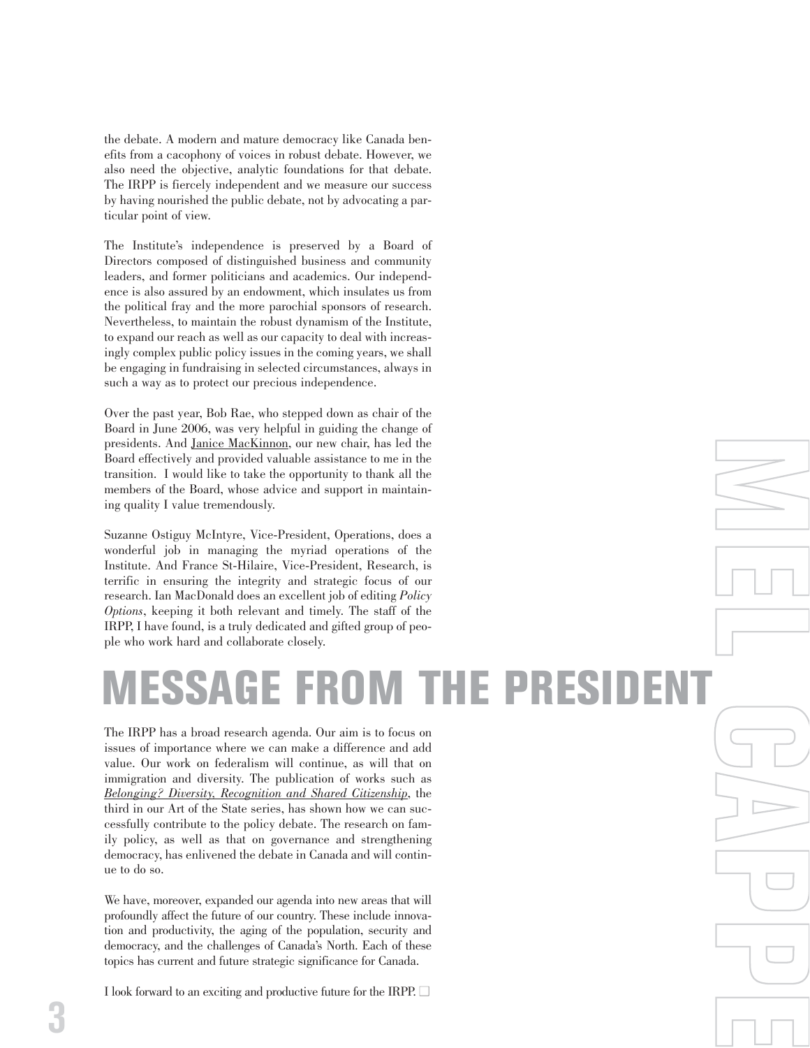the debate. A modern and mature democracy like Canada benefits from a cacophony of voices in robust debate. However, we also need the objective, analytic foundations for that debate. The IRPP is fiercely independent and we measure our success by having nourished the public debate, not by advocating a particular point of view.

The Institute's independence is preserved by a Board of Directors composed of distinguished business and community leaders, and former politicians and academics. Our independence is also assured by an endowment, which insulates us from the political fray and the more parochial sponsors of research. Nevertheless, to maintain the robust dynamism of the Institute, to expand our reach as well as our capacity to deal with increasingly complex public policy issues in the coming years, we shall be engaging in fundraising in selected circumstances, always in such a way as to protect our precious independence.

Over the past year, Bob Rae, who stepped down as chair of the Board in June 2006, was very helpful in guiding the change of presidents. And Janice MacKinnon, our new chair, has led the Board effectively and provided valuable assistance to me in the transition. I would like to take the opportunity to thank all the members of the Board, whose advice and support in maintaining quality I value tremendously.

Suzanne Ostiguy McIntyre, Vice-President, Operations, does a wonderful job in managing the myriad operations of the Institute. And France St-Hilaire, Vice-President, Research, is terrific in ensuring the integrity and strategic focus of our research. Ian MacDonald does an excellent job of editing *Policy Options*, keeping it both relevant and timely. The staff of the IRPP, I have found, is a truly dedicated and gifted group of people who work hard and collaborate closely.

# MESSAGE FROM THE PRESIDENT

## MEL CAPPE

The IRPP has a broad research agenda. Our aim is to focus on issues of importance where we can make a difference and add value. Our work on federalism will continue, as will that on immigration and diversity. The publication of works such as *Belonging? Diversity, Recognition and Shared Citizenship*, the third in our Art of the State series, has shown how we can successfully contribute to the policy debate. The research on family policy, as well as that on governance and strengthening democracy, has enlivened the debate in Canada and will continue to do so.

We have, moreover, expanded our agenda into new areas that will profoundly affect the future of our country. These include innovation and productivity, the aging of the population, security and democracy, and the challenges of Canada's North. Each of these topics has current and future strategic significance for Canada.

I look forward to an exciting and productive future for the IRPP. ❑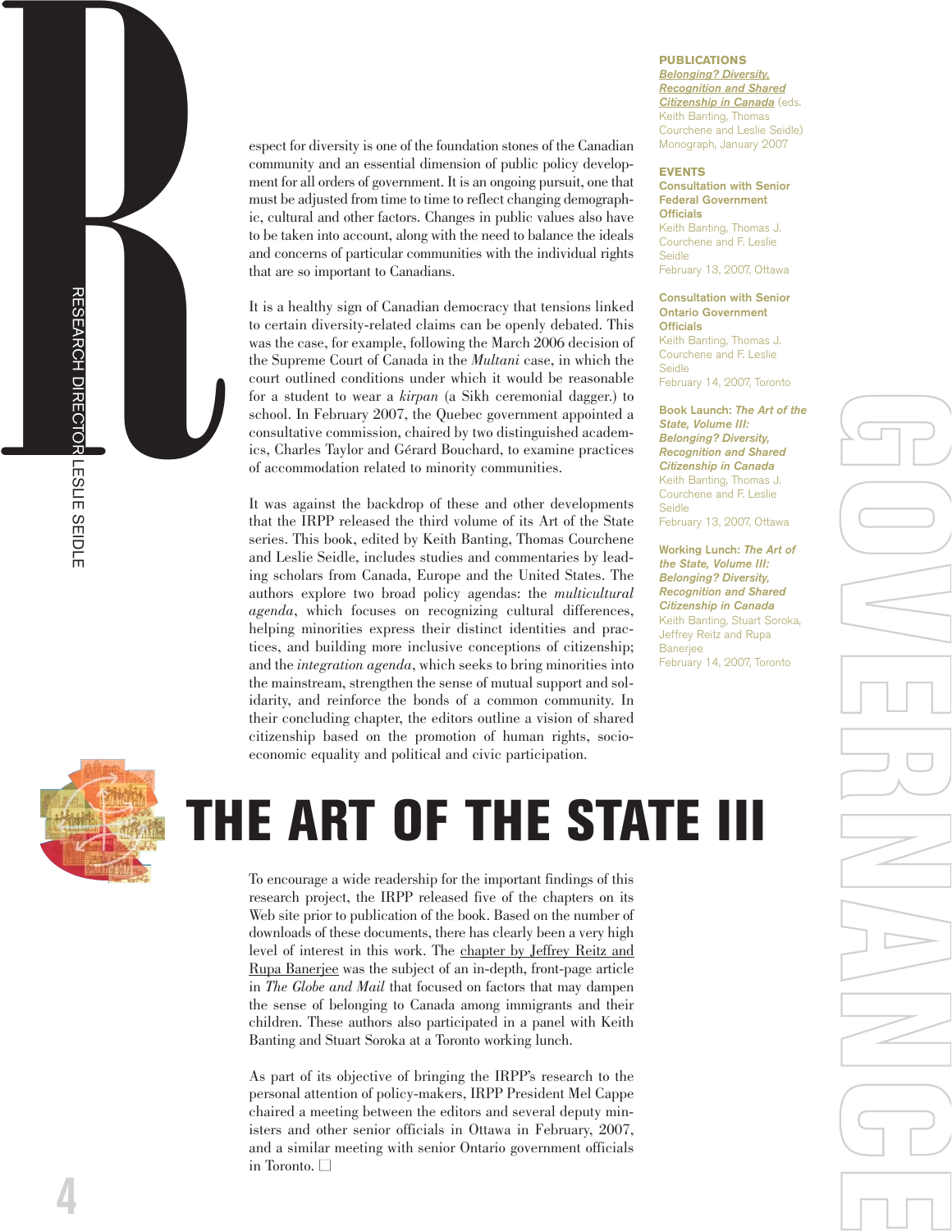# GOVERNANCE

RESEARCH DIRECTOR LESLIE SEIDLE

Respect for diversity is one of the foundation stones of the Canadian community and an essential dimension of public policy development for all orders of government. It is an ongoing pursuit, one that must be adjusted from time to time to reflect changing demographic, cultural and other factors. Changes in public values also have to be taken into account, along with the need to balance the ideals and concerns of particular communities with the individual rights that are so important to Canadians.

It is a healthy sign of Canadian democracy that tensions linked to certain diversity-related claims can be openly debated. This was the case, for example, following the March 2006 decision of the Supreme Court of Canada in the *Multani* case, in which the court outlined conditions under which it would be reasonable for a student to wear a *kirpan* (a Sikh ceremonial dagger.) to school. In February 2007, the Quebec government appointed a consultative commission, chaired by two distinguished academics, Charles Taylor and Gérard Bouchard, to examine practices of accommodation related to minority communities.

It was against the backdrop of these and other developments that the IRPP released the third volume of its Art of the State series. This book, edited by Keith Banting, Thomas Courchene and Leslie Seidle, includes studies and commentaries by leading scholars from Canada, Europe and the United States. The authors explore two broad policy agendas: the *multicultural agenda*, which focuses on recognizing cultural differences, helping minorities express their distinct identities and practices, and building more inclusive conceptions of citizenship; and the *integration agenda*, which seeks to bring minorities into the mainstream, strengthen the sense of mutual support and solidarity, and reinforce the bonds of a common community. In their concluding chapter, the editors outline a vision of shared citizenship based on the promotion of human rights, socio-economic equality and political and civic participation.

## THE ART OF THE STATE III

To encourage a wide readership for the important findings of this research project, the IRPP released five of the chapters on its Web site prior to publication of the book. Based on the number of downloads of these documents, there has clearly been a very high level of interest in this work. The chapter by Jeffrey Reitz and Rupa Banerjee was the subject of an in-depth, front-page article in *The Globe and Mail* that focused on factors that may dampen the sense of belonging to Canada among immigrants and their children. These authors also participated in a panel with Keith Banting and Stuart Soroka at a Toronto working lunch.

As part of its objective of bringing the IRPP's research to the personal attention of policy-makers, IRPP President Mel Cappe chaired a meeting between the editors and several deputy ministers and other senior officials in Ottawa in February, 2007, and a similar meeting with senior Ontario government officials in Toronto. □

**PUBLICATIONS**

*Belonging? Diversity, Recognition and Shared Citizenship in Canada* (eds. Keith Banting, Thomas Courchene and Leslie Seidle)
Monograph, January 2007

**EVENTS**

**Consultation with Senior Federal Government Officials**
Keith Banting, Thomas J. Courchene and F. Leslie Seidle
February 13, 2007, Ottawa

**Consultation with Senior Ontario Government Officials**
Keith Banting, Thomas J. Courchene and F. Leslie Seidle
February 14, 2007, Toronto

**Book Launch: *The Art of the State, Volume III: Belonging? Diversity, Recognition and Shared Citizenship in Canada***
Keith Banting, Thomas J. Courchene and F. Leslie Seidle
February 13, 2007, Ottawa

**Working Lunch: *The Art of the State, Volume III: Belonging? Diversity, Recognition and Shared Citizenship in Canada***
Keith Banting, Stuart Soroka, Jeffrey Reitz and Rupa Banerjee
February 14, 2007, Toronto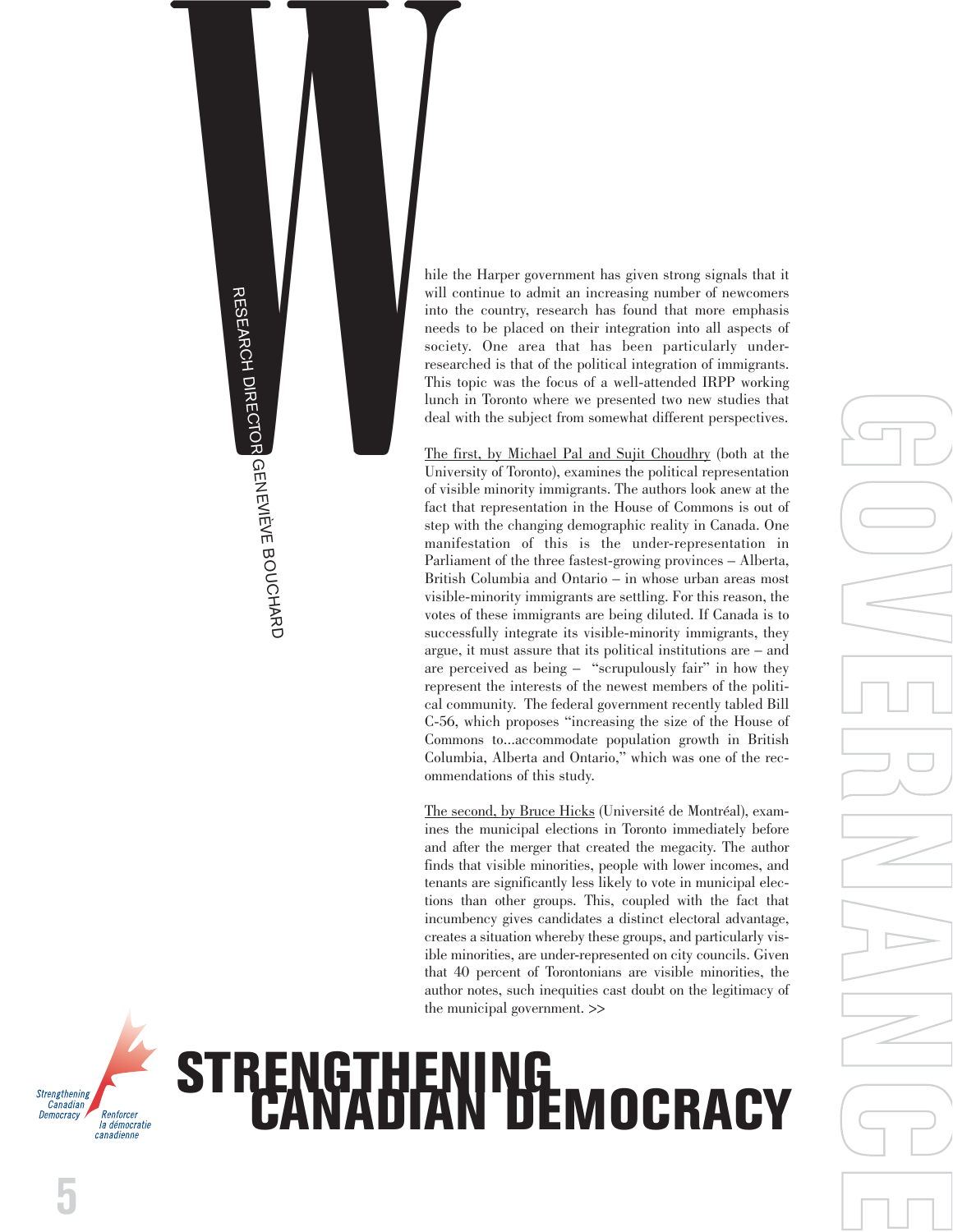# STRENGTHENING CANADIAN DEMOCRACY

RESEARCH DIRECTOR GENEVIÈVE BOUCHARD

While the Harper government has given strong signals that it will continue to admit an increasing number of newcomers into the country, research has found that more emphasis needs to be placed on their integration into all aspects of society. One area that has been particularly under-researched is that of the political integration of immigrants. This topic was the focus of a well-attended IRPP working lunch in Toronto where we presented two new studies that deal with the subject from somewhat different perspectives.

The first, by Michael Pal and Sujit Choudhry (both at the University of Toronto), examines the political representation of visible minority immigrants. The authors look anew at the fact that representation in the House of Commons is out of step with the changing demographic reality in Canada. One manifestation of this is the under-representation in Parliament of the three fastest-growing provinces – Alberta, British Columbia and Ontario – in whose urban areas most visible-minority immigrants are settling. For this reason, the votes of these immigrants are being diluted. If Canada is to successfully integrate its visible-minority immigrants, they argue, it must assure that its political institutions are – and are perceived as being – "scrupulously fair" in how they represent the interests of the newest members of the political community. The federal government recently tabled Bill C-56, which proposes "increasing the size of the House of Commons to...accommodate population growth in British Columbia, Alberta and Ontario," which was one of the recommendations of this study.

The second, by Bruce Hicks (Université de Montréal), examines the municipal elections in Toronto immediately before and after the merger that created the megacity. The author finds that visible minorities, people with lower incomes, and tenants are significantly less likely to vote in municipal elections than other groups. This, coupled with the fact that incumbency gives candidates a distinct electoral advantage, creates a situation whereby these groups, and particularly visible minorities, are under-represented on city councils. Given that 40 percent of Torontonians are visible minorities, the author notes, such inequities cast doubt on the legitimacy of the municipal government. >>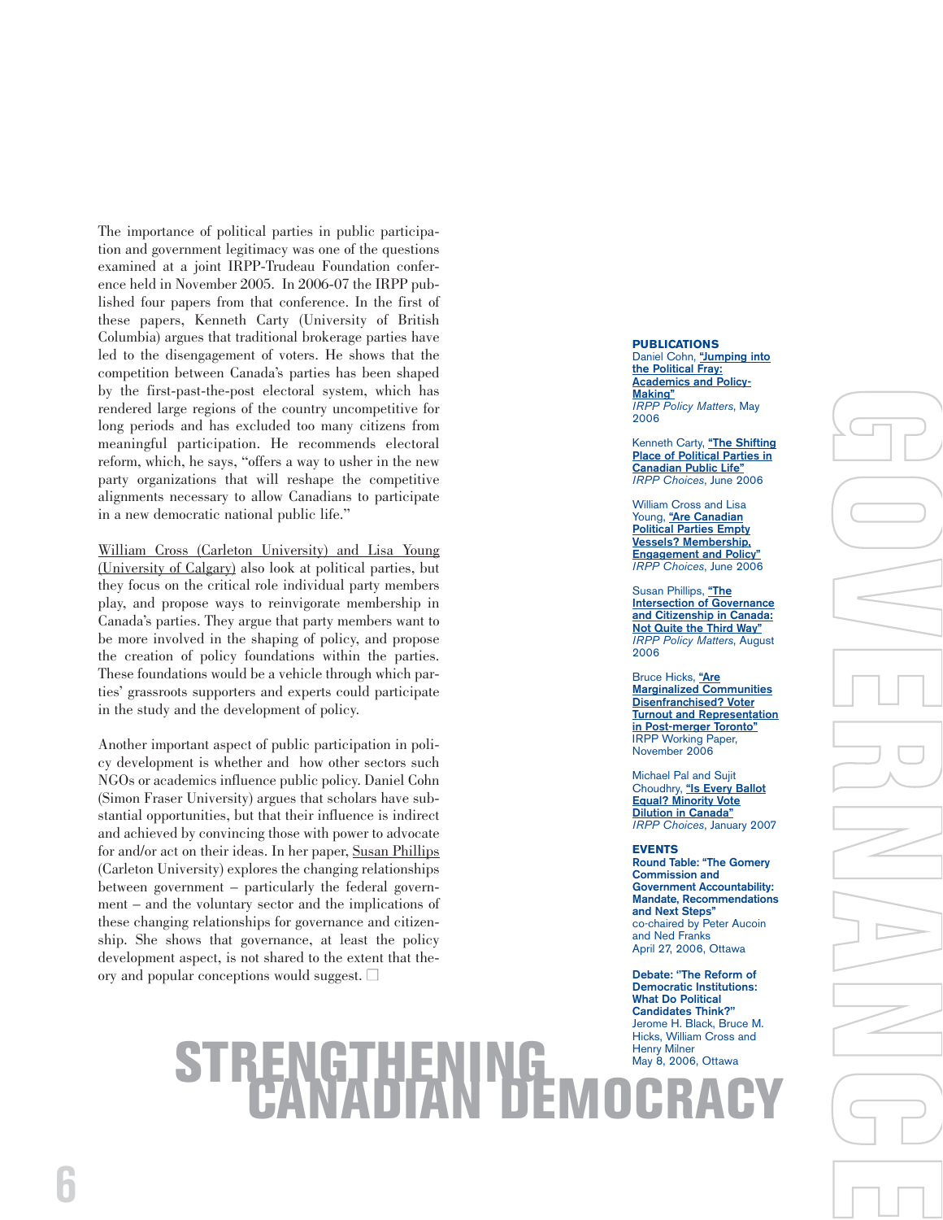The importance of political parties in public participation and government legitimacy was one of the questions examined at a joint IRPP-Trudeau Foundation conference held in November 2005. In 2006-07 the IRPP published four papers from that conference. In the first of these papers, Kenneth Carty (University of British Columbia) argues that traditional brokerage parties have led to the disengagement of voters. He shows that the competition between Canada's parties has been shaped by the first-past-the-post electoral system, which has rendered large regions of the country uncompetitive for long periods and has excluded too many citizens from meaningful participation. He recommends electoral reform, which, he says, "offers a way to usher in the new party organizations that will reshape the competitive alignments necessary to allow Canadians to participate in a new democratic national public life."

William Cross (Carleton University) and Lisa Young (University of Calgary) also look at political parties, but they focus on the critical role individual party members play, and propose ways to reinvigorate membership in Canada's parties. They argue that party members want to be more involved in the shaping of policy, and propose the creation of policy foundations within the parties. These foundations would be a vehicle through which parties' grassroots supporters and experts could participate in the study and the development of policy.

Another important aspect of public participation in policy development is whether and how other sectors such NGOs or academics influence public policy. Daniel Cohn (Simon Fraser University) argues that scholars have substantial opportunities, but that their influence is indirect and achieved by convincing those with power to advocate for and/or act on their ideas. In her paper, Susan Phillips (Carleton University) explores the changing relationships between government – particularly the federal government – and the voluntary sector and the implications of these changing relationships for governance and citizenship. She shows that governance, at least the policy development aspect, is not shared to the extent that theory and popular conceptions would suggest.

**PUBLICATIONS**

Daniel Cohn, **"Jumping into the Political Fray: Academics and Policy-Making"**
*IRPP Policy Matters*, May 2006

Kenneth Carty, **"The Shifting Place of Political Parties in Canadian Public Life"**
*IRPP Choices*, June 2006

William Cross and Lisa Young, **"Are Canadian Political Parties Empty Vessels? Membership, Engagement and Policy"**
*IRPP Choices*, June 2006

Susan Phillips, **"The Intersection of Governance and Citizenship in Canada: Not Quite the Third Way"**
*IRPP Policy Matters*, August 2006

Bruce Hicks, **"Are Marginalized Communities Disenfranchised? Voter Turnout and Representation in Post-merger Toronto"**
IRPP Working Paper, November 2006

Michael Pal and Sujit Choudhry, **"Is Every Ballot Equal? Minority Vote Dilution in Canada"**
*IRPP Choices*, January 2007

**EVENTS**

**Round Table: "The Gomery Commission and Government Accountability: Mandate, Recommendations and Next Steps"**
co-chaired by Peter Aucoin and Ned Franks
April 27, 2006, Ottawa

**Debate: "The Reform of Democratic Institutions: What Do Political Candidates Think?"**
Jerome H. Black, Bruce M. Hicks, William Cross and Henry Milner
May 8, 2006, Ottawa

# STRENGTHENING CANADIAN DEMOCRACY

GOVERNANCE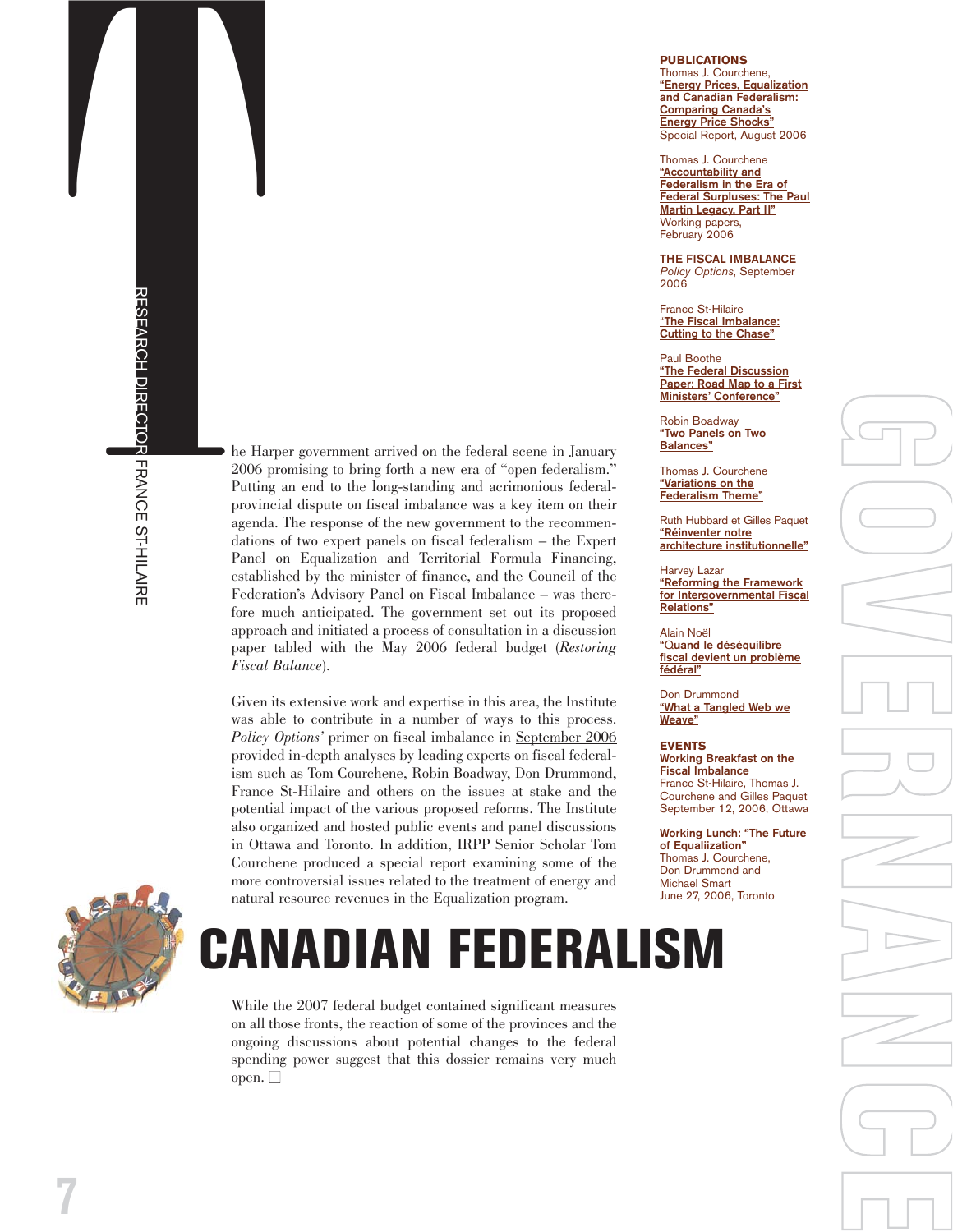# GOVERNANCE

## CANADIAN FEDERALISM

RESEARCH DIRECTOR FRANCE ST-HILAIRE

The Harper government arrived on the federal scene in January 2006 promising to bring forth a new era of "open federalism." Putting an end to the long-standing and acrimonious federal-provincial dispute on fiscal imbalance was a key item on their agenda. The response of the new government to the recommendations of two expert panels on fiscal federalism – the Expert Panel on Equalization and Territorial Formula Financing, established by the minister of finance, and the Council of the Federation's Advisory Panel on Fiscal Imbalance – was therefore much anticipated. The government set out its proposed approach and initiated a process of consultation in a discussion paper tabled with the May 2006 federal budget (*Restoring Fiscal Balance*).

Given its extensive work and expertise in this area, the Institute was able to contribute in a number of ways to this process. *Policy Options'* primer on fiscal imbalance in September 2006 provided in-depth analyses by leading experts on fiscal federalism such as Tom Courchene, Robin Boadway, Don Drummond, France St-Hilaire and others on the issues at stake and the potential impact of the various proposed reforms. The Institute also organized and hosted public events and panel discussions in Ottawa and Toronto. In addition, IRPP Senior Scholar Tom Courchene produced a special report examining some of the more controversial issues related to the treatment of energy and natural resource revenues in the Equalization program.

While the 2007 federal budget contained significant measures on all those fronts, the reaction of some of the provinces and the ongoing discussions about potential changes to the federal spending power suggest that this dossier remains very much open. □

### PUBLICATIONS

Thomas J. Courchene,
"Energy Prices, Equalization and Canadian Federalism: Comparing Canada's Energy Price Shocks"
Special Report, August 2006

Thomas J. Courchene
"Accountability and Federalism in the Era of Federal Surpluses: The Paul Martin Legacy, Part II"
Working papers, February 2006

**THE FISCAL IMBALANCE**
*Policy Options*, September 2006

France St-Hilaire
"The Fiscal Imbalance: Cutting to the Chase"

Paul Boothe
"The Federal Discussion Paper: Road Map to a First Ministers' Conference"

Robin Boadway
"Two Panels on Two Balances"

Thomas J. Courchene
"Variations on the Federalism Theme"

Ruth Hubbard et Gilles Paquet
"Réinventer notre architecture institutionnelle"

Harvey Lazar
"Reforming the Framework for Intergovernmental Fiscal Relations"

Alain Noël
"Quand le déséquilibre fiscal devient un problème fédéral"

Don Drummond
"What a Tangled Web we Weave"

### EVENTS

**Working Breakfast on the Fiscal Imbalance**
France St-Hilaire, Thomas J. Courchene and Gilles Paquet
September 12, 2006, Ottawa

**Working Lunch: "The Future of Equaliization"**
Thomas J. Courchene, Don Drummond and Michael Smart
June 27, 2006, Toronto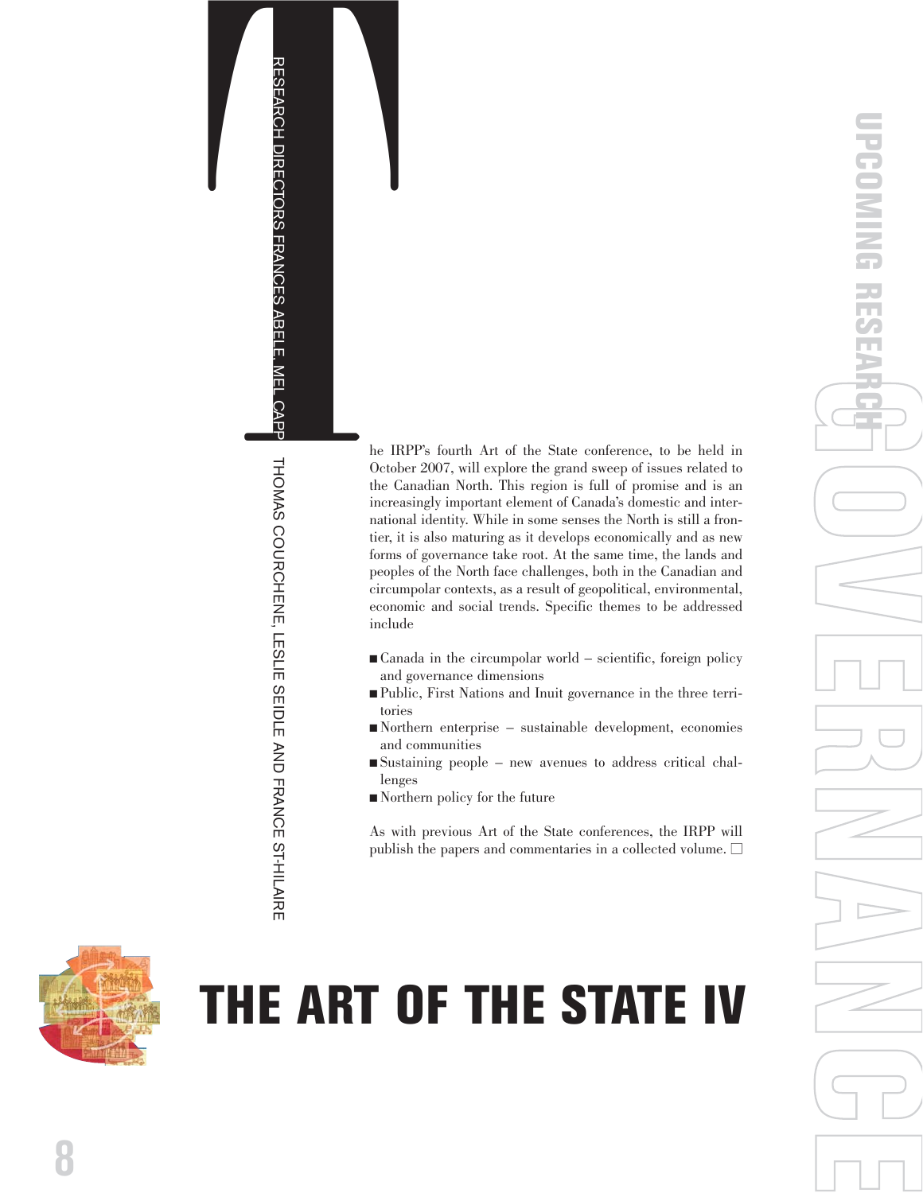# THE ART OF THE STATE IV

RESEARCH DIRECTORS FRANCES ABELE, MEL CAPPE, THOMAS COURCHENE, LESLIE SEIDLE AND FRANCE ST-HILAIRE

The IRPP's fourth Art of the State conference, to be held in October 2007, will explore the grand sweep of issues related to the Canadian North. This region is full of promise and is an increasingly important element of Canada's domestic and international identity. While in some senses the North is still a frontier, it is also maturing as it develops economically and as new forms of governance take root. At the same time, the lands and peoples of the North face challenges, both in the Canadian and circumpolar contexts, as a result of geopolitical, environmental, economic and social trends. Specific themes to be addressed include

- Canada in the circumpolar world – scientific, foreign policy and governance dimensions
- Public, First Nations and Inuit governance in the three territories
- Northern enterprise – sustainable development, economies and communities
- Sustaining people – new avenues to address critical challenges
- Northern policy for the future

As with previous Art of the State conferences, the IRPP will publish the papers and commentaries in a collected volume.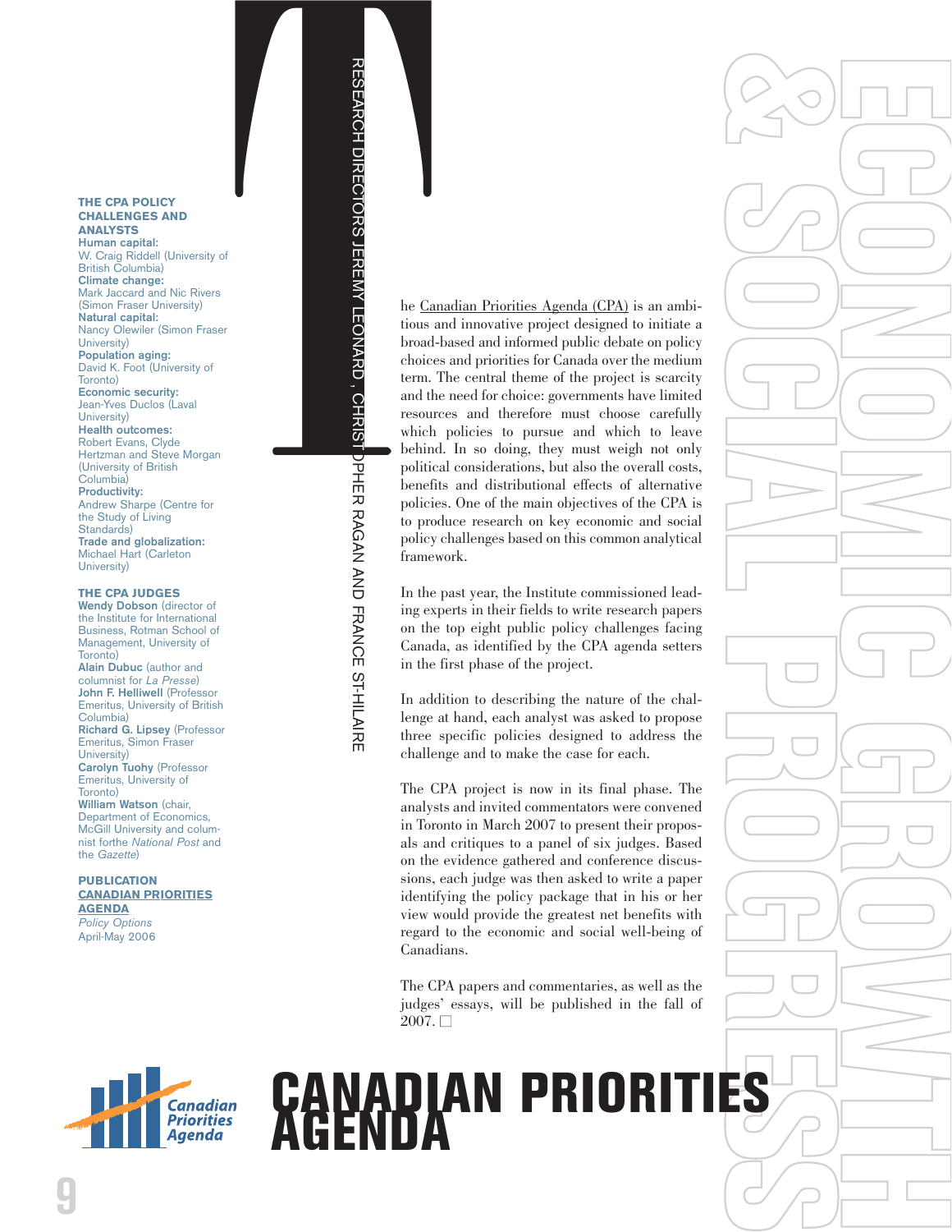# ECONOMIC GROWTH & SOCIAL PROGRESS

# CANADIAN PRIORITIES AGENDA

RESEARCH DIRECTORS JEREMY LEONARD, CHRISTOPHER RAGAN AND FRANCE ST-HILAIRE

The Canadian Priorities Agenda (CPA) is an ambitious and innovative project designed to initiate a broad-based and informed public debate on policy choices and priorities for Canada over the medium term. The central theme of the project is scarcity and the need for choice: governments have limited resources and therefore must choose carefully which policies to pursue and which to leave behind. In so doing, they must weigh not only political considerations, but also the overall costs, benefits and distributional effects of alternative policies. One of the main objectives of the CPA is to produce research on key economic and social policy challenges based on this common analytical framework.

In the past year, the Institute commissioned leading experts in their fields to write research papers on the top eight public policy challenges facing Canada, as identified by the CPA agenda setters in the first phase of the project.

In addition to describing the nature of the challenge at hand, each analyst was asked to propose three specific policies designed to address the challenge and to make the case for each.

The CPA project is now in its final phase. The analysts and invited commentators were convened in Toronto in March 2007 to present their proposals and critiques to a panel of six judges. Based on the evidence gathered and conference discussions, each judge was then asked to write a paper identifying the policy package that in his or her view would provide the greatest net benefits with regard to the economic and social well-being of Canadians.

The CPA papers and commentaries, as well as the judges' essays, will be published in the fall of 2007. □

**THE CPA POLICY CHALLENGES AND ANALYSTS**

**Human capital:**
W. Craig Riddell (University of British Columbia)

**Climate change:**
Mark Jaccard and Nic Rivers (Simon Fraser University)

**Natural capital:**
Nancy Olewiler (Simon Fraser University)

**Population aging:**
David K. Foot (University of Toronto)

**Economic security:**
Jean-Yves Duclos (Laval University)

**Health outcomes:**
Robert Evans, Clyde Hertzman and Steve Morgan (University of British Columbia)

**Productivity:**
Andrew Sharpe (Centre for the Study of Living Standards)

**Trade and globalization:**
Michael Hart (Carleton University)

**THE CPA JUDGES**

**Wendy Dobson** (director of the Institute for International Business, Rotman School of Management, University of Toronto)

**Alain Dubuc** (author and columnist for *La Presse*)

**John F. Helliwell** (Professor Emeritus, University of British Columbia)

**Richard G. Lipsey** (Professor Emeritus, Simon Fraser University)

**Carolyn Tuohy** (Professor Emeritus, University of Toronto)

**William Watson** (chair, Department of Economics, McGill University and columnist forthe *National Post* and the *Gazette*)

**PUBLICATION**

**CANADIAN PRIORITIES AGENDA**

*Policy Options*
April-May 2006

Canadian Priorities Agenda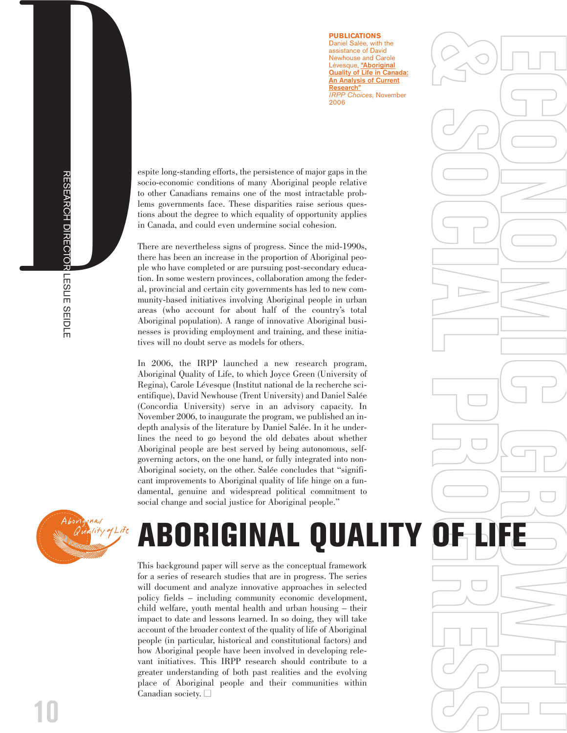# ECONOMIC GROWTH & SOCIAL PROGRESS

RESEARCH DIRECTOR LESLIE SEIDLE

**PUBLICATIONS**
Daniel Salée, with the assistance of David Newhouse and Carole Lévesque, **"Aboriginal Quality of Life in Canada: An Analysis of Current Research"** *IRPP Choices*, November 2006

Despite long-standing efforts, the persistence of major gaps in the socio-economic conditions of many Aboriginal people relative to other Canadians remains one of the most intractable problems governments face. These disparities raise serious questions about the degree to which equality of opportunity applies in Canada, and could even undermine social cohesion.

There are nevertheless signs of progress. Since the mid-1990s, there has been an increase in the proportion of Aboriginal people who have completed or are pursuing post-secondary education. In some western provinces, collaboration among the federal, provincial and certain city governments has led to new community-based initiatives involving Aboriginal people in urban areas (who account for about half of the country's total Aboriginal population). A range of innovative Aboriginal businesses is providing employment and training, and these initiatives will no doubt serve as models for others.

In 2006, the IRPP launched a new research program, Aboriginal Quality of Life, to which Joyce Green (University of Regina), Carole Lévesque (Institut national de la recherche scientifique), David Newhouse (Trent University) and Daniel Salée (Concordia University) serve in an advisory capacity. In November 2006, to inaugurate the program, we published an in-depth analysis of the literature by Daniel Salée. In it he underlines the need to go beyond the old debates about whether Aboriginal people are best served by being autonomous, self-governing actors, on the one hand, or fully integrated into non-Aboriginal society, on the other. Salée concludes that "significant improvements to Aboriginal quality of life hinge on a fundamental, genuine and widespread political commitment to social change and social justice for Aboriginal people."

## ABORIGINAL QUALITY OF LIFE

This background paper will serve as the conceptual framework for a series of research studies that are in progress. The series will document and analyze innovative approaches in selected policy fields – including community economic development, child welfare, youth mental health and urban housing – their impact to date and lessons learned. In so doing, they will take account of the broader context of the quality of life of Aboriginal people (in particular, historical and constitutional factors) and how Aboriginal people have been involved in developing relevant initiatives. This IRPP research should contribute to a greater understanding of both past realities and the evolving place of Aboriginal people and their communities within Canadian society.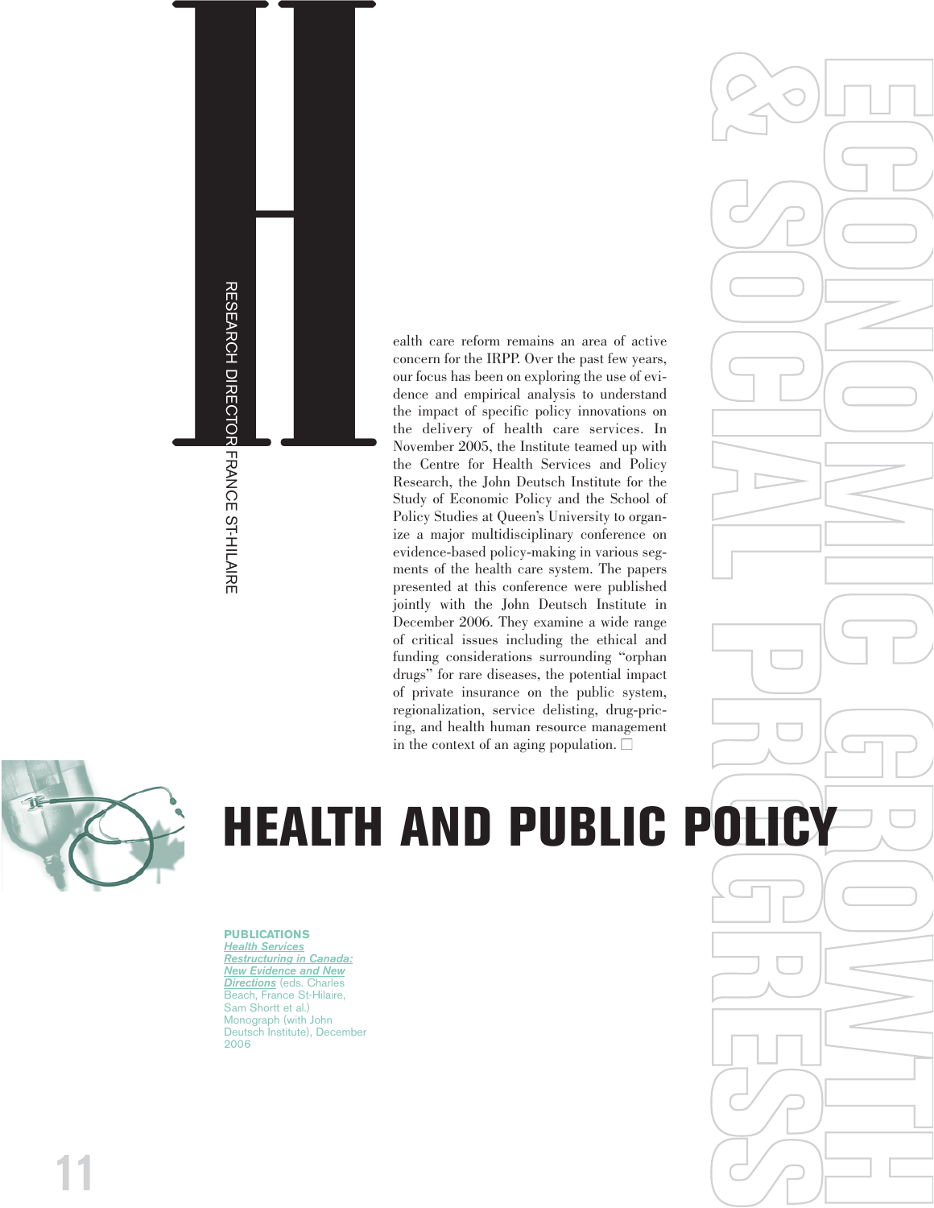# HEALTH AND PUBLIC POLICY

RESEARCH DIRECTOR FRANCE ST-HILAIRE

Health care reform remains an area of active concern for the IRPP. Over the past few years, our focus has been on exploring the use of evidence and empirical analysis to understand the impact of specific policy innovations on the delivery of health care services. In November 2005, the Institute teamed up with the Centre for Health Services and Policy Research, the John Deutsch Institute for the Study of Economic Policy and the School of Policy Studies at Queen's University to organize a major multidisciplinary conference on evidence-based policy-making in various segments of the health care system. The papers presented at this conference were published jointly with the John Deutsch Institute in December 2006. They examine a wide range of critical issues including the ethical and funding considerations surrounding "orphan drugs" for rare diseases, the potential impact of private insurance on the public system, regionalization, service delisting, drug-pricing, and health human resource management in the context of an aging population. □

**PUBLICATIONS**

***Health Services Restructuring in Canada: New Evidence and New Directions*** (eds. Charles Beach, France St-Hilaire, Sam Shortt et al.)
Monograph (with John Deutsch Institute), December 2006

ECONOMIC GROWTH & SOCIAL PROGRESS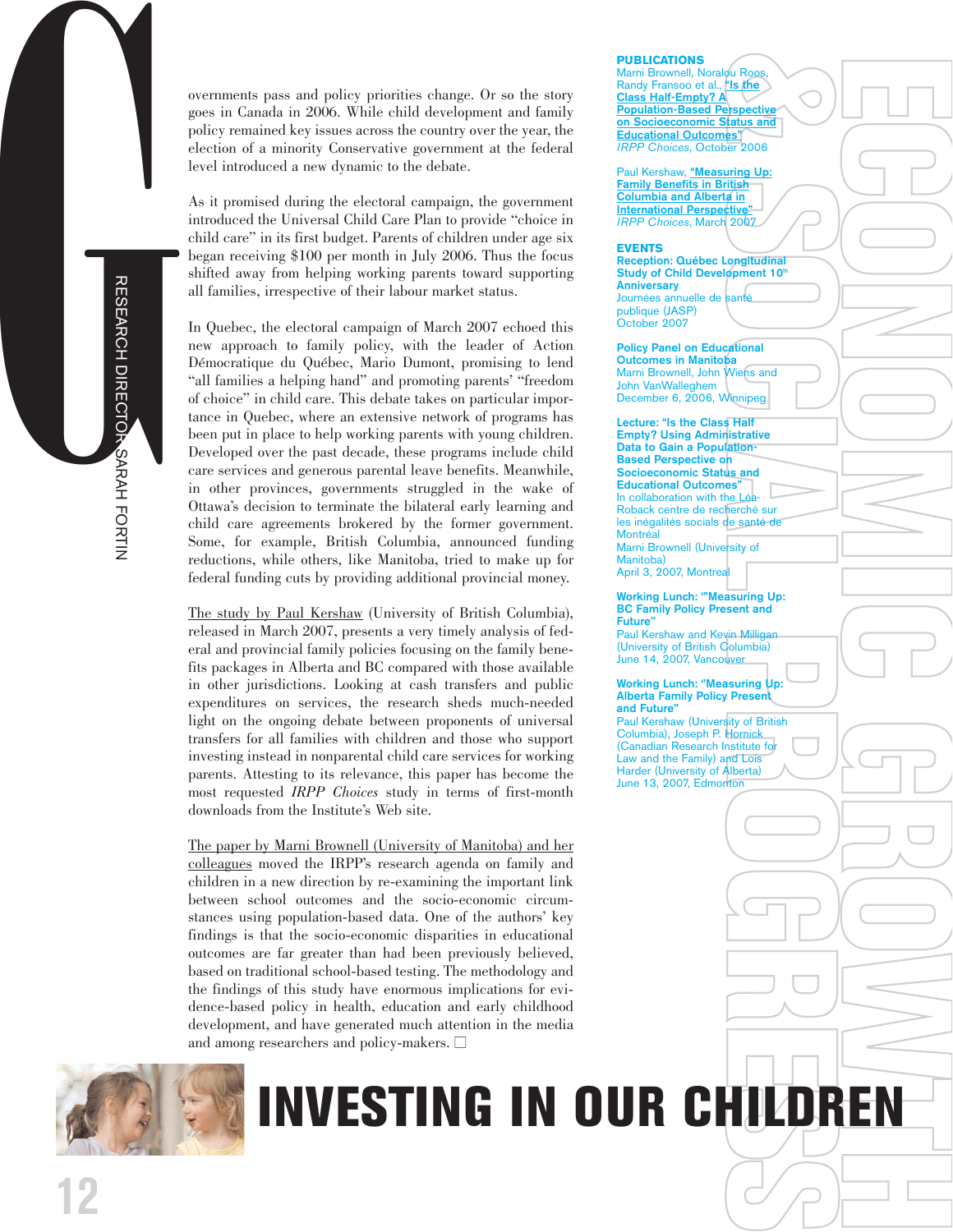# INVESTING IN OUR CHILDREN

RESEARCH DIRECTOR SARAH FORTIN

Governments pass and policy priorities change. Or so the story goes in Canada in 2006. While child development and family policy remained key issues across the country over the year, the election of a minority Conservative government at the federal level introduced a new dynamic to the debate.

As it promised during the electoral campaign, the government introduced the Universal Child Care Plan to provide "choice in child care" in its first budget. Parents of children under age six began receiving $100 per month in July 2006. Thus the focus shifted away from helping working parents toward supporting all families, irrespective of their labour market status.

In Quebec, the electoral campaign of March 2007 echoed this new approach to family policy, with the leader of Action Démocratique du Québec, Mario Dumont, promising to lend "all families a helping hand" and promoting parents' "freedom of choice" in child care. This debate takes on particular importance in Quebec, where an extensive network of programs has been put in place to help working parents with young children. Developed over the past decade, these programs include child care services and generous parental leave benefits. Meanwhile, in other provinces, governments struggled in the wake of Ottawa's decision to terminate the bilateral early learning and child care agreements brokered by the former government. Some, for example, British Columbia, announced funding reductions, while others, like Manitoba, tried to make up for federal funding cuts by providing additional provincial money.

The study by Paul Kershaw (University of British Columbia), released in March 2007, presents a very timely analysis of federal and provincial family policies focusing on the family benefits packages in Alberta and BC compared with those available in other jurisdictions. Looking at cash transfers and public expenditures on services, the research sheds much-needed light on the ongoing debate between proponents of universal transfers for all families with children and those who support investing instead in nonparental child care services for working parents. Attesting to its relevance, this paper has become the most requested *IRPP Choices* study in terms of first-month downloads from the Institute's Web site.

The paper by Marni Brownell (University of Manitoba) and her colleagues moved the IRPP's research agenda on family and children in a new direction by re-examining the important link between school outcomes and the socio-economic circumstances using population-based data. One of the authors' key findings is that the socio-economic disparities in educational outcomes are far greater than had been previously believed, based on traditional school-based testing. The methodology and the findings of this study have enormous implications for evidence-based policy in health, education and early childhood development, and have generated much attention in the media and among researchers and policy-makers. □

## PUBLICATIONS

Marni Brownell, Noralou Roos, Randy Fransoo et al., **"Is the Class Half-Empty? A Population-Based Perspective on Socioeconomic Status and Educational Outcomes"**
*IRPP Choices*, October 2006

Paul Kershaw, **"Measuring Up: Family Benefits in British Columbia and Alberta in International Perspective"**
*IRPP Choices*, March 2007

## EVENTS

**Reception: Québec Longitudinal Study of Child Development 10th Anniversary**
Journées annuelle de santé publique (JASP)
October 2007

**Policy Panel on Educational Outcomes in Manitoba**
Marni Brownell, John Wiens and John VanWalleghem
December 6, 2006, Winnipeg

**Lecture: "Is the Class Half Empty? Using Administrative Data to Gain a Population-Based Perspective on Socioeconomic Status and Educational Outcomes"**
In collaboration with the Léa-Roback centre de recherché sur les inégalités socials de santé de Montréal
Marni Brownell (University of Manitoba)
April 3, 2007, Montreal

**Working Lunch: "Measuring Up: BC Family Policy Present and Future"**
Paul Kershaw and Kevin Milligan (University of British Columbia)
June 14, 2007, Vancouver

**Working Lunch: "Measuring Up: Alberta Family Policy Present and Future"**
Paul Kershaw (University of British Columbia), Joseph P. Hornick (Canadian Research Institute for Law and the Family) and Lois Harder (University of Alberta)
June 13, 2007, Edmonton

ECONOMIC GROWTH & SOCIAL PROGRESS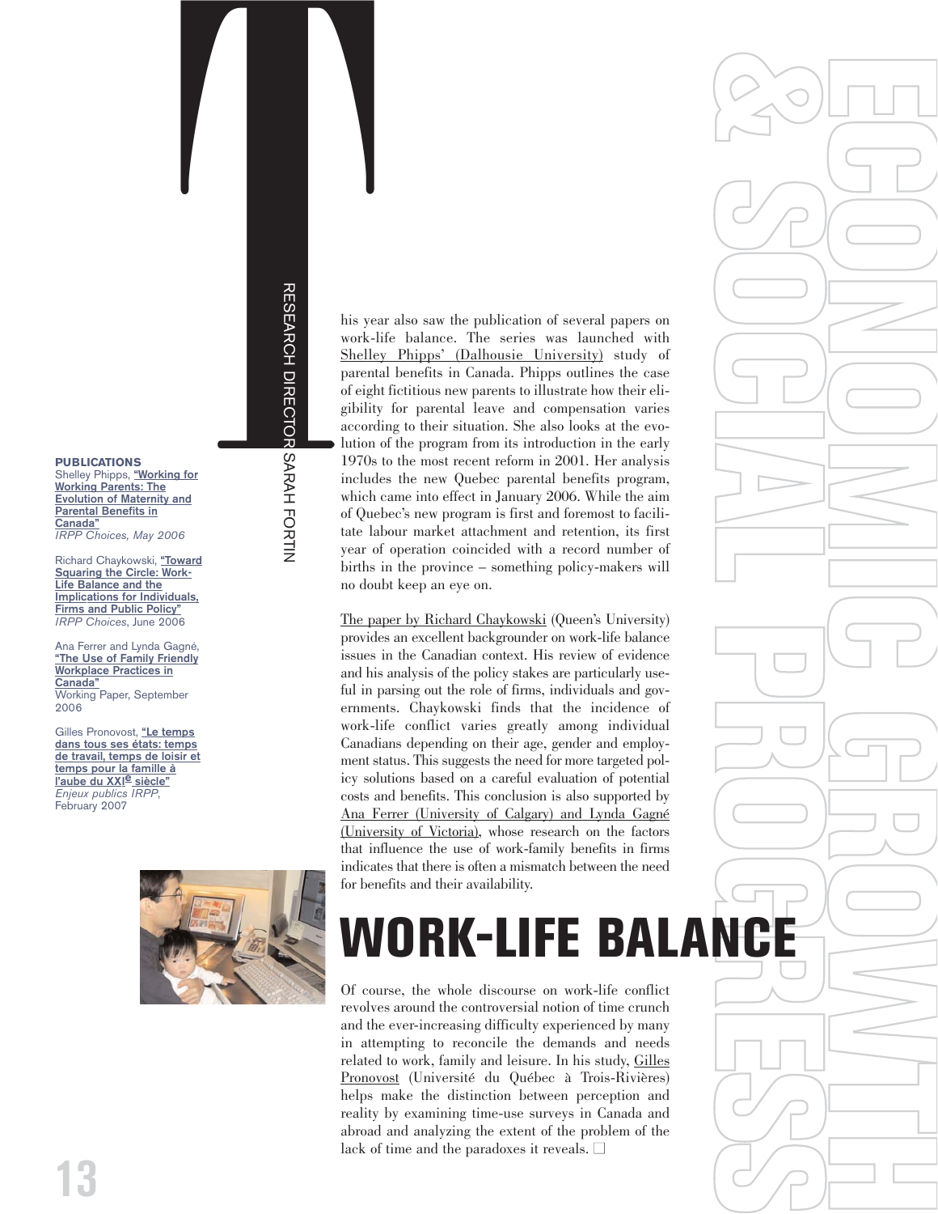# ECONOMIC GROWTH & SOCIAL PROGRESS

## WORK-LIFE BALANCE

RESEARCH DIRECTOR SARAH FORTIN

This year also saw the publication of several papers on work-life balance. The series was launched with Shelley Phipps' (Dalhousie University) study of parental benefits in Canada. Phipps outlines the case of eight fictitious new parents to illustrate how their eligibility for parental leave and compensation varies according to their situation. She also looks at the evolution of the program from its introduction in the early 1970s to the most recent reform in 2001. Her analysis includes the new Quebec parental benefits program, which came into effect in January 2006. While the aim of Quebec's new program is first and foremost to facilitate labour market attachment and retention, its first year of operation coincided with a record number of births in the province – something policy-makers will no doubt keep an eye on.

The paper by Richard Chaykowski (Queen's University) provides an excellent backgrounder on work-life balance issues in the Canadian context. His review of evidence and his analysis of the policy stakes are particularly useful in parsing out the role of firms, individuals and governments. Chaykowski finds that the incidence of work-life conflict varies greatly among individual Canadians depending on their age, gender and employment status. This suggests the need for more targeted policy solutions based on a careful evaluation of potential costs and benefits. This conclusion is also supported by Ana Ferrer (University of Calgary) and Lynda Gagné (University of Victoria), whose research on the factors that influence the use of work-family benefits in firms indicates that there is often a mismatch between the need for benefits and their availability.

Of course, the whole discourse on work-life conflict revolves around the controversial notion of time crunch and the ever-increasing difficulty experienced by many in attempting to reconcile the demands and needs related to work, family and leisure. In his study, Gilles Pronovost (Université du Québec à Trois-Rivières) helps make the distinction between perception and reality by examining time-use surveys in Canada and abroad and analyzing the extent of the problem of the lack of time and the paradoxes it reveals. □

**PUBLICATIONS**

Shelley Phipps, **"Working for Working Parents: The Evolution of Maternity and Parental Benefits in Canada"**
*IRPP Choices, May 2006*

Richard Chaykowski, **"Toward Squaring the Circle: Work-Life Balance and the Implications for Individuals, Firms and Public Policy"**
*IRPP Choices*, June 2006

Ana Ferrer and Lynda Gagné, **"The Use of Family Friendly Workplace Practices in Canada"**
Working Paper, September 2006

Gilles Pronovost, **"Le temps dans tous ses états: temps de travail, temps de loisir et temps pour la famille à l'aube du XXI^e^ siècle"**
*Enjeux publics IRPP*, February 2007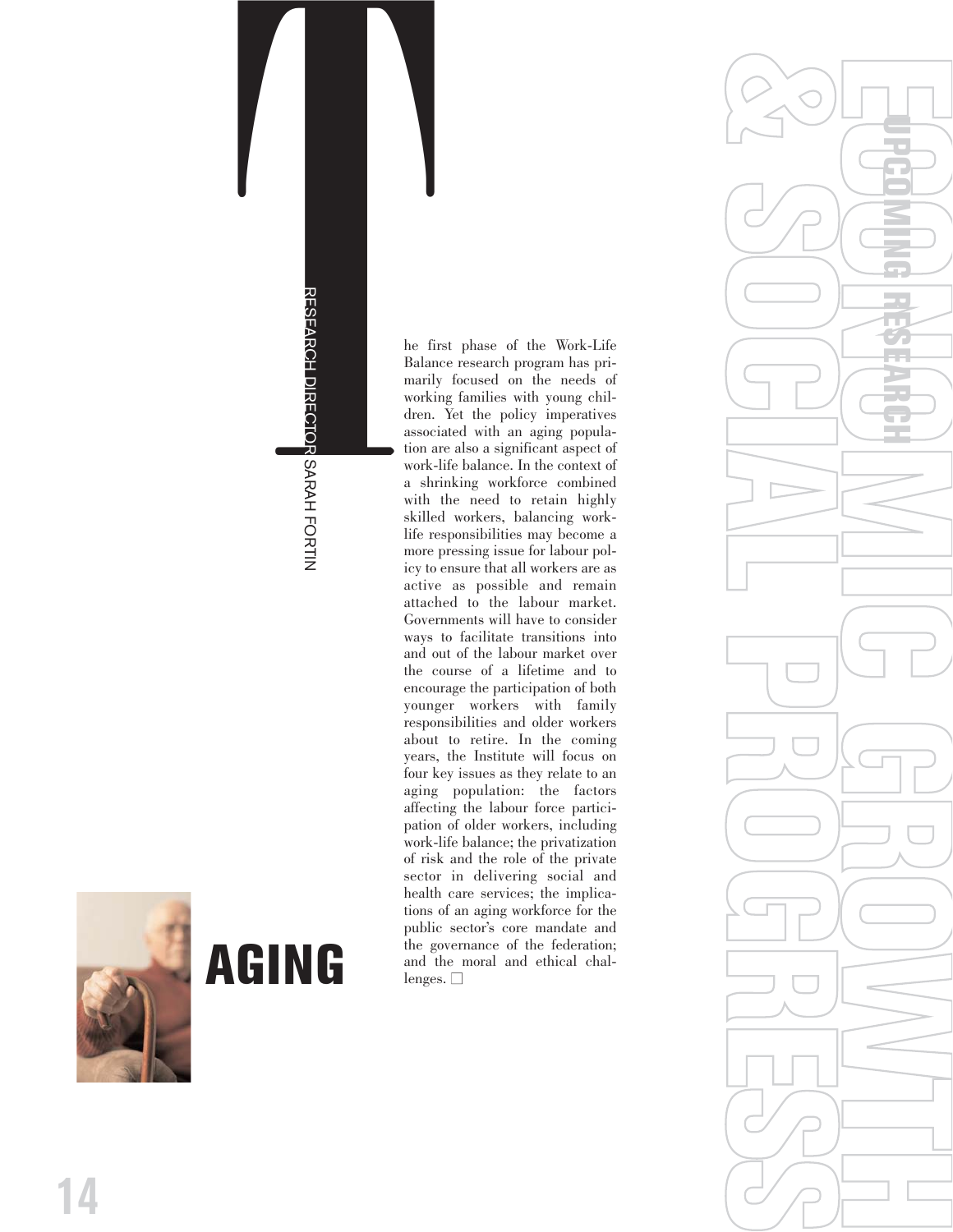# ECONOMIC GROWTH & SOCIAL PROGRESS

## UPCOMING RESEARCH

## AGING

RESEARCH DIRECTOR SARAH FORTIN

The first phase of the Work-Life Balance research program has primarily focused on the needs of working families with young children. Yet the policy imperatives associated with an aging population are also a significant aspect of work-life balance. In the context of a shrinking workforce combined with the need to retain highly skilled workers, balancing work-life responsibilities may become a more pressing issue for labour policy to ensure that all workers are as active as possible and remain attached to the labour market. Governments will have to consider ways to facilitate transitions into and out of the labour market over the course of a lifetime and to encourage the participation of both younger workers with family responsibilities and older workers about to retire. In the coming years, the Institute will focus on four key issues as they relate to an aging population: the factors affecting the labour force participation of older workers, including work-life balance; the privatization of risk and the role of the private sector in delivering social and health care services; the implications of an aging workforce for the public sector's core mandate and the governance of the federation; and the moral and ethical challenges. □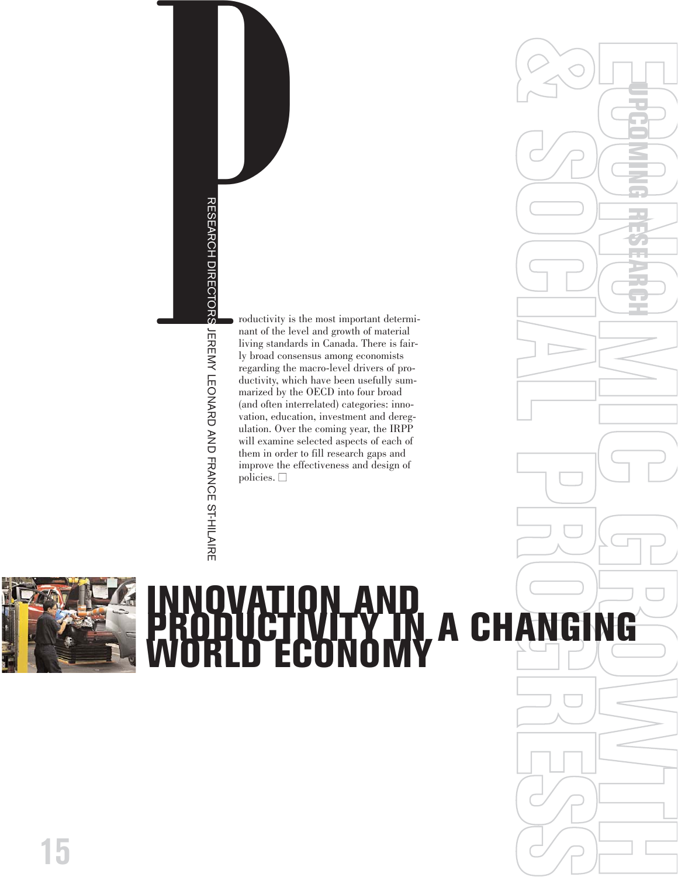# ECONOMIC GROWTH & SOCIAL PROGRESS

## UPCOMING RESEARCH

# INNOVATION AND PRODUCTIVITY IN A CHANGING WORLD ECONOMY

RESEARCH DIRECTORS JEREMY LEONARD AND FRANCE ST-HILAIRE

Productivity is the most important determinant of the level and growth of material living standards in Canada. There is fairly broad consensus among economists regarding the macro-level drivers of productivity, which have been usefully summarized by the OECD into four broad (and often interrelated) categories: innovation, education, investment and deregulation. Over the coming year, the IRPP will examine selected aspects of each of them in order to fill research gaps and improve the effectiveness and design of policies. □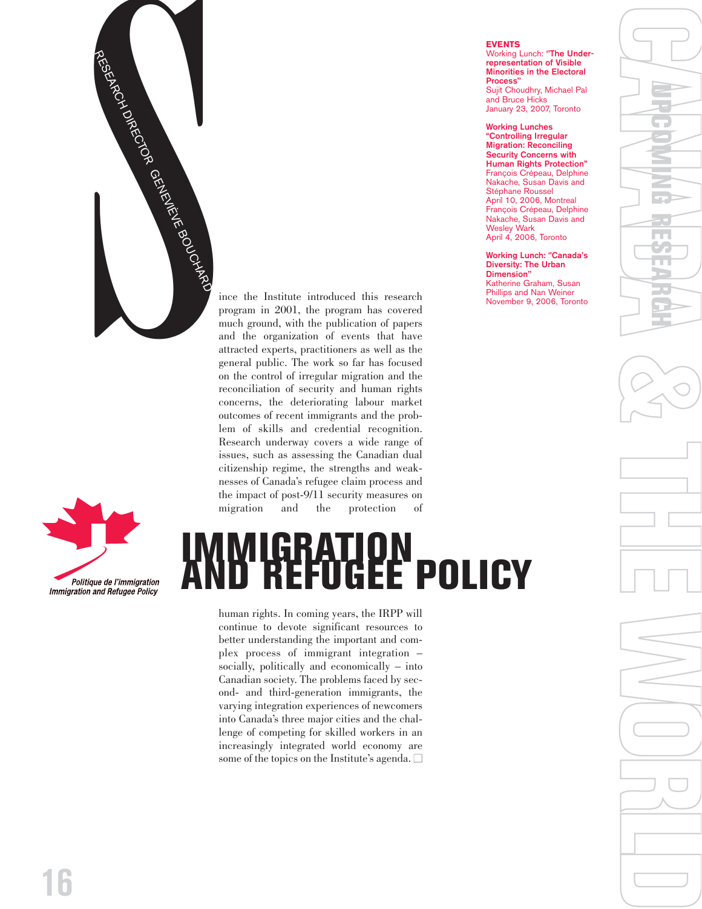# IMMIGRATION AND REFUGEE POLICY

*Politique de l'immigration*
*Immigration and Refugee Policy*

RESEARCH DIRECTOR GENEVIÈVE BOUCHARD

Since the Institute introduced this research program in 2001, the program has covered much ground, with the publication of papers and the organization of events that have attracted experts, practitioners as well as the general public. The work so far has focused on the control of irregular migration and the reconciliation of security and human rights concerns, the deteriorating labour market outcomes of recent immigrants and the problem of skills and credential recognition. Research underway covers a wide range of issues, such as assessing the Canadian dual citizenship regime, the strengths and weaknesses of Canada's refugee claim process and the impact of post-9/11 security measures on migration and the protection of human rights. In coming years, the IRPP will continue to devote significant resources to better understanding the important and complex process of immigrant integration – socially, politically and economically – into Canadian society. The problems faced by second- and third-generation immigrants, the varying integration experiences of newcomers into Canada's three major cities and the challenge of competing for skilled workers in an increasingly integrated world economy are some of the topics on the Institute's agenda. □

## EVENTS

**Working Lunch: "The Under-representation of Visible Minorities in the Electoral Process"**
Sujit Choudhry, Michael Pal and Bruce Hicks
January 23, 2007, Toronto

**Working Lunches "Controlling Irregular Migration: Reconciling Security Concerns with Human Rights Protection"**
François Crépeau, Delphine Nakache, Susan Davis and Stéphane Roussel
April 10, 2006, Montreal
François Crépeau, Delphine Nakache, Susan Davis and Wesley Wark
April 4, 2006, Toronto

**Working Lunch: "Canada's Diversity: The Urban Dimension"**
Katherine Graham, Susan Phillips and Nan Weiner
November 9, 2006, Toronto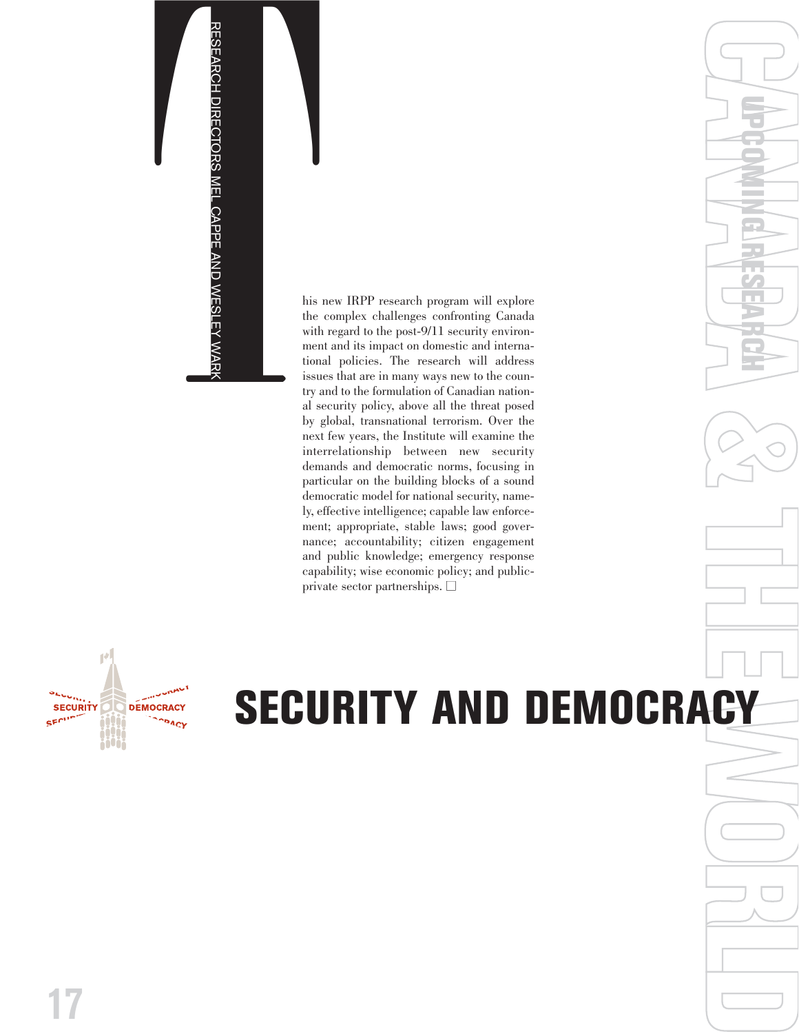# SECURITY AND DEMOCRACY

RESEARCH DIRECTORS MEL CAPPE AND WESLEY WARK

This new IRPP research program will explore the complex challenges confronting Canada with regard to the post-9/11 security environment and its impact on domestic and international policies. The research will address issues that are in many ways new to the country and to the formulation of Canadian national security policy, above all the threat posed by global, transnational terrorism. Over the next few years, the Institute will examine the interrelationship between new security demands and democratic norms, focusing in particular on the building blocks of a sound democratic model for national security, namely, effective intelligence; capable law enforcement; appropriate, stable laws; good governance; accountability; citizen engagement and public knowledge; emergency response capability; wise economic policy; and public-private sector partnerships. □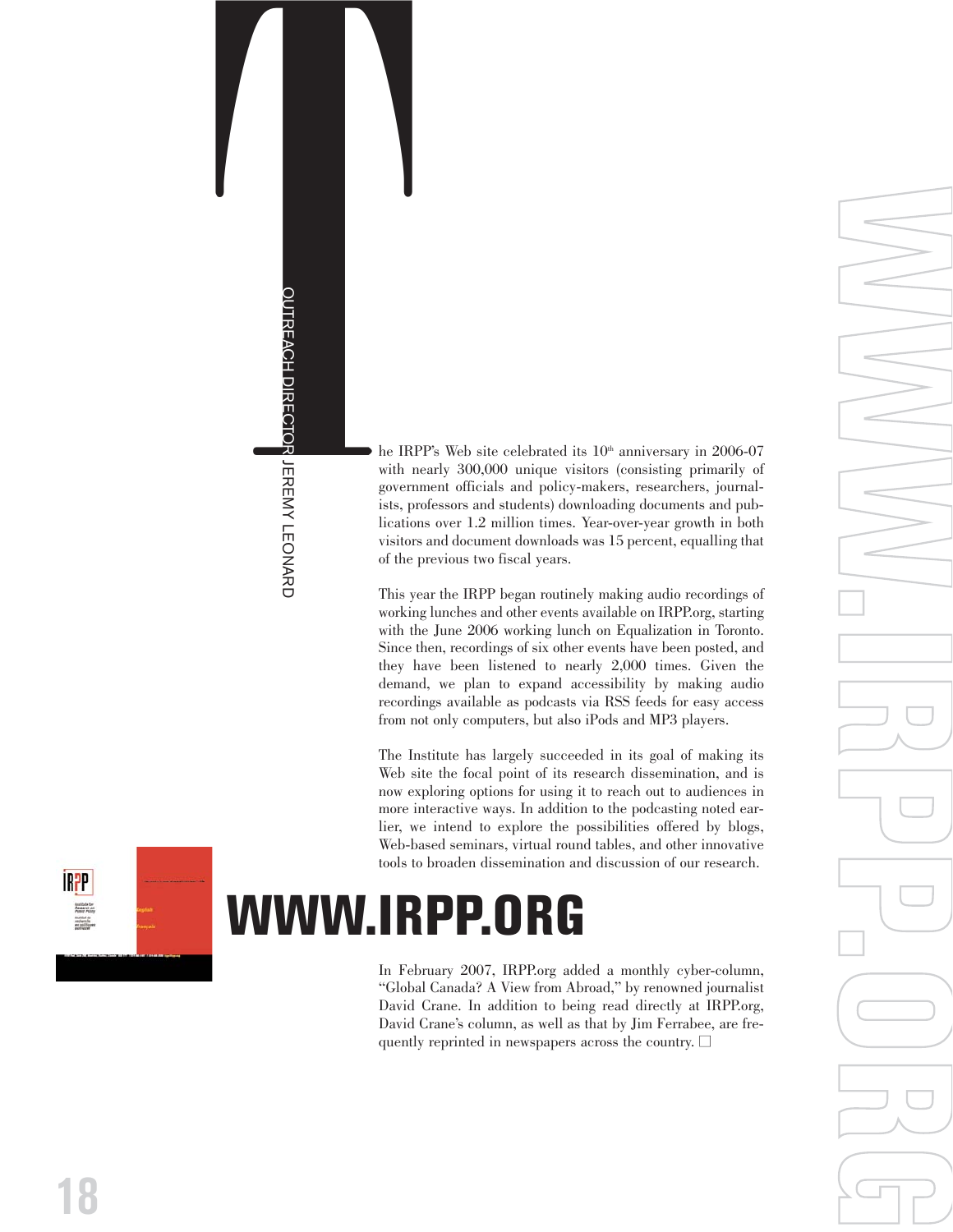OUTREACH DIRECTOR JEREMY LEONARD

The IRPP's Web site celebrated its 10th anniversary in 2006-07 with nearly 300,000 unique visitors (consisting primarily of government officials and policy-makers, researchers, journalists, professors and students) downloading documents and publications over 1.2 million times. Year-over-year growth in both visitors and document downloads was 15 percent, equalling that of the previous two fiscal years.

This year the IRPP began routinely making audio recordings of working lunches and other events available on IRPP.org, starting with the June 2006 working lunch on Equalization in Toronto. Since then, recordings of six other events have been posted, and they have been listened to nearly 2,000 times. Given the demand, we plan to expand accessibility by making audio recordings available as podcasts via RSS feeds for easy access from not only computers, but also iPods and MP3 players.

The Institute has largely succeeded in its goal of making its Web site the focal point of its research dissemination, and is now exploring options for using it to reach out to audiences in more interactive ways. In addition to the podcasting noted earlier, we intend to explore the possibilities offered by blogs, Web-based seminars, virtual round tables, and other innovative tools to broaden dissemination and discussion of our research.

# WWW.IRPP.ORG

In February 2007, IRPP.org added a monthly cyber-column, "Global Canada? A View from Abroad," by renowned journalist David Crane. In addition to being read directly at IRPP.org, David Crane's column, as well as that by Jim Ferrabee, are frequently reprinted in newspapers across the country. □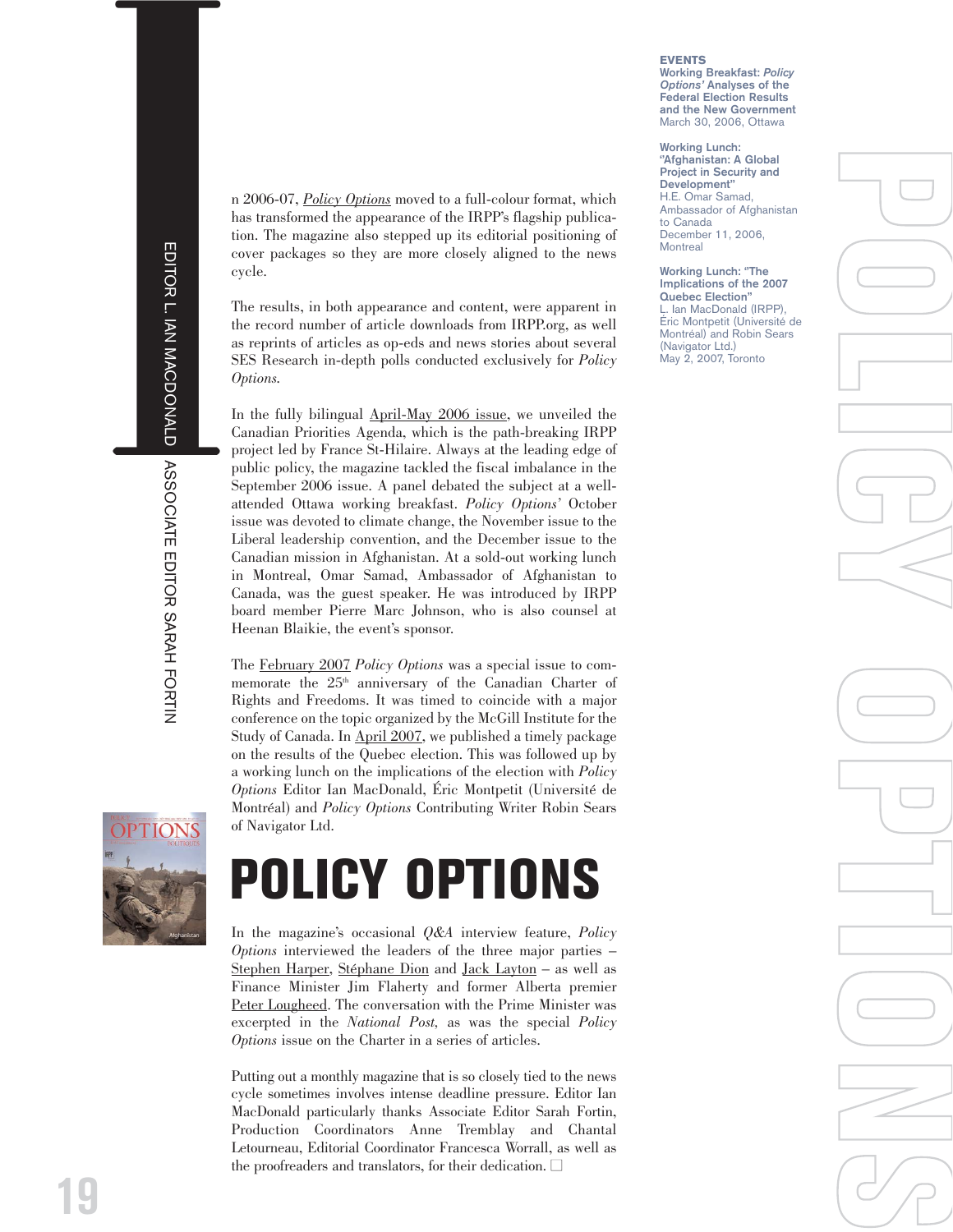# POLICY OPTIONS

EDITOR L. IAN MACDONALD | ASSOCIATE EDITOR SARAH FORTIN

In 2006-07, *Policy Options* moved to a full-colour format, which has transformed the appearance of the IRPP's flagship publication. The magazine also stepped up its editorial positioning of cover packages so they are more closely aligned to the news cycle.

The results, in both appearance and content, were apparent in the record number of article downloads from IRPP.org, as well as reprints of articles as op-eds and news stories about several SES Research in-depth polls conducted exclusively for *Policy Options*.

In the fully bilingual April-May 2006 issue, we unveiled the Canadian Priorities Agenda, which is the path-breaking IRPP project led by France St-Hilaire. Always at the leading edge of public policy, the magazine tackled the fiscal imbalance in the September 2006 issue. A panel debated the subject at a well-attended Ottawa working breakfast. *Policy Options*' October issue was devoted to climate change, the November issue to the Liberal leadership convention, and the December issue to the Canadian mission in Afghanistan. At a sold-out working lunch in Montreal, Omar Samad, Ambassador of Afghanistan to Canada, was the guest speaker. He was introduced by IRPP board member Pierre Marc Johnson, who is also counsel at Heenan Blaikie, the event's sponsor.

The February 2007 *Policy Options* was a special issue to commemorate the 25th anniversary of the Canadian Charter of Rights and Freedoms. It was timed to coincide with a major conference on the topic organized by the McGill Institute for the Study of Canada. In April 2007, we published a timely package on the results of the Quebec election. This was followed up by a working lunch on the implications of the election with *Policy Options* Editor Ian MacDonald, Éric Montpetit (Université de Montréal) and *Policy Options* Contributing Writer Robin Sears of Navigator Ltd.

In the magazine's occasional *Q&A* interview feature, *Policy Options* interviewed the leaders of the three major parties – Stephen Harper, Stéphane Dion and Jack Layton – as well as Finance Minister Jim Flaherty and former Alberta premier Peter Lougheed. The conversation with the Prime Minister was excerpted in the *National Post*, as was the special *Policy Options* issue on the Charter in a series of articles.

Putting out a monthly magazine that is so closely tied to the news cycle sometimes involves intense deadline pressure. Editor Ian MacDonald particularly thanks Associate Editor Sarah Fortin, Production Coordinators Anne Tremblay and Chantal Letourneau, Editorial Coordinator Francesca Worrall, as well as the proofreaders and translators, for their dedication.

**EVENTS**

**Working Breakfast: *Policy Options'* Analyses of the Federal Election Results and the New Government**
March 30, 2006, Ottawa

**Working Lunch: "Afghanistan: A Global Project in Security and Development"**
H.E. Omar Samad, Ambassador of Afghanistan to Canada
December 11, 2006, Montreal

**Working Lunch: "The Implications of the 2007 Quebec Election"**
L. Ian MacDonald (IRPP), Éric Montpetit (Université de Montréal) and Robin Sears (Navigator Ltd.)
May 2, 2007, Toronto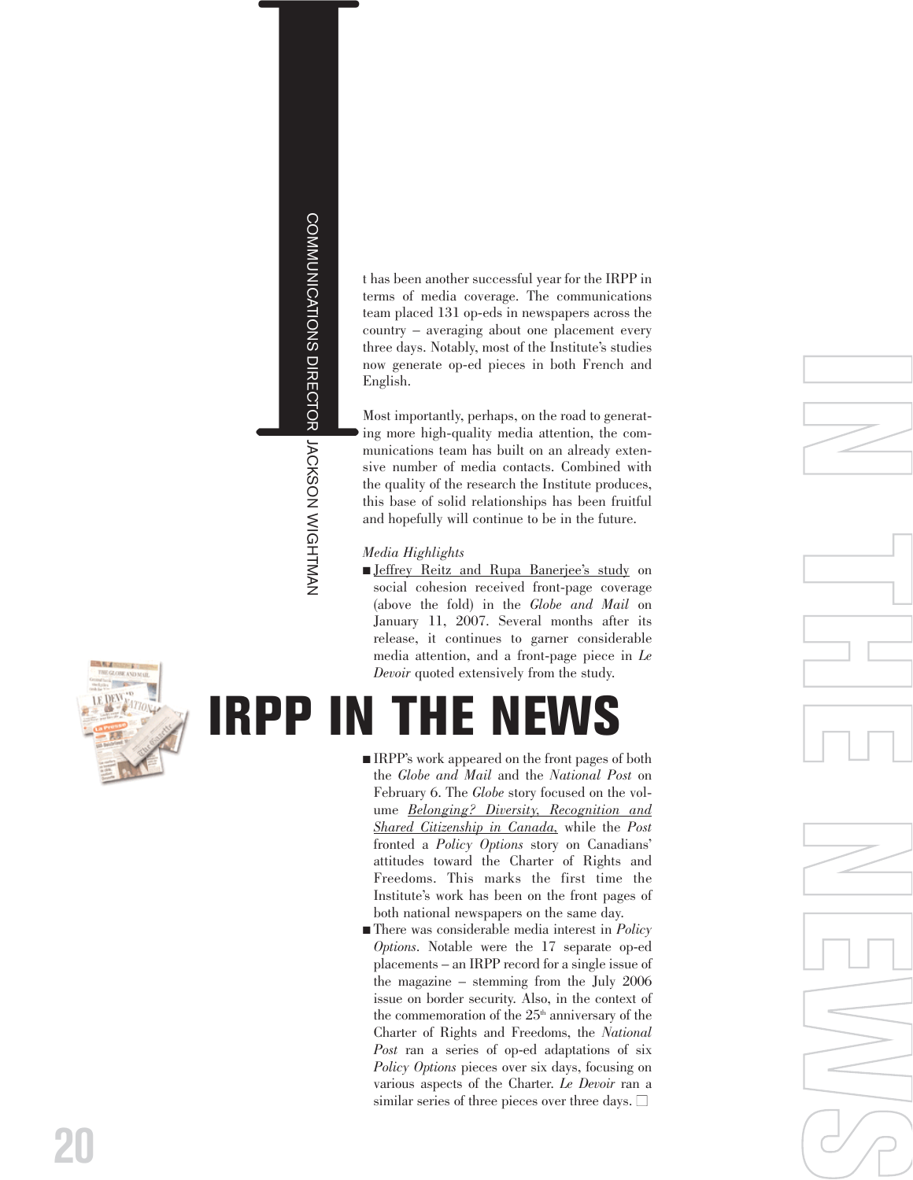# IRPP IN THE NEWS

COMMUNICATIONS DIRECTOR JACKSON WIGHTMAN

It has been another successful year for the IRPP in terms of media coverage. The communications team placed 131 op-eds in newspapers across the country – averaging about one placement every three days. Notably, most of the Institute's studies now generate op-ed pieces in both French and English.

Most importantly, perhaps, on the road to generating more high-quality media attention, the communications team has built on an already extensive number of media contacts. Combined with the quality of the research the Institute produces, this base of solid relationships has been fruitful and hopefully will continue to be in the future.

*Media Highlights*

- Jeffrey Reitz and Rupa Banerjee's study on social cohesion received front-page coverage (above the fold) in the *Globe and Mail* on January 11, 2007. Several months after its release, it continues to garner considerable media attention, and a front-page piece in *Le Devoir* quoted extensively from the study.
- IRPP's work appeared on the front pages of both the *Globe and Mail* and the *National Post* on February 6. The *Globe* story focused on the volume *Belonging? Diversity, Recognition and Shared Citizenship in Canada,* while the *Post* fronted a *Policy Options* story on Canadians' attitudes toward the Charter of Rights and Freedoms. This marks the first time the Institute's work has been on the front pages of both national newspapers on the same day.
- There was considerable media interest in *Policy Options*. Notable were the 17 separate op-ed placements – an IRPP record for a single issue of the magazine – stemming from the July 2006 issue on border security. Also, in the context of the commemoration of the 25th anniversary of the Charter of Rights and Freedoms, the *National Post* ran a series of op-ed adaptations of six *Policy Options* pieces over six days, focusing on various aspects of the Charter. *Le Devoir* ran a similar series of three pieces over three days.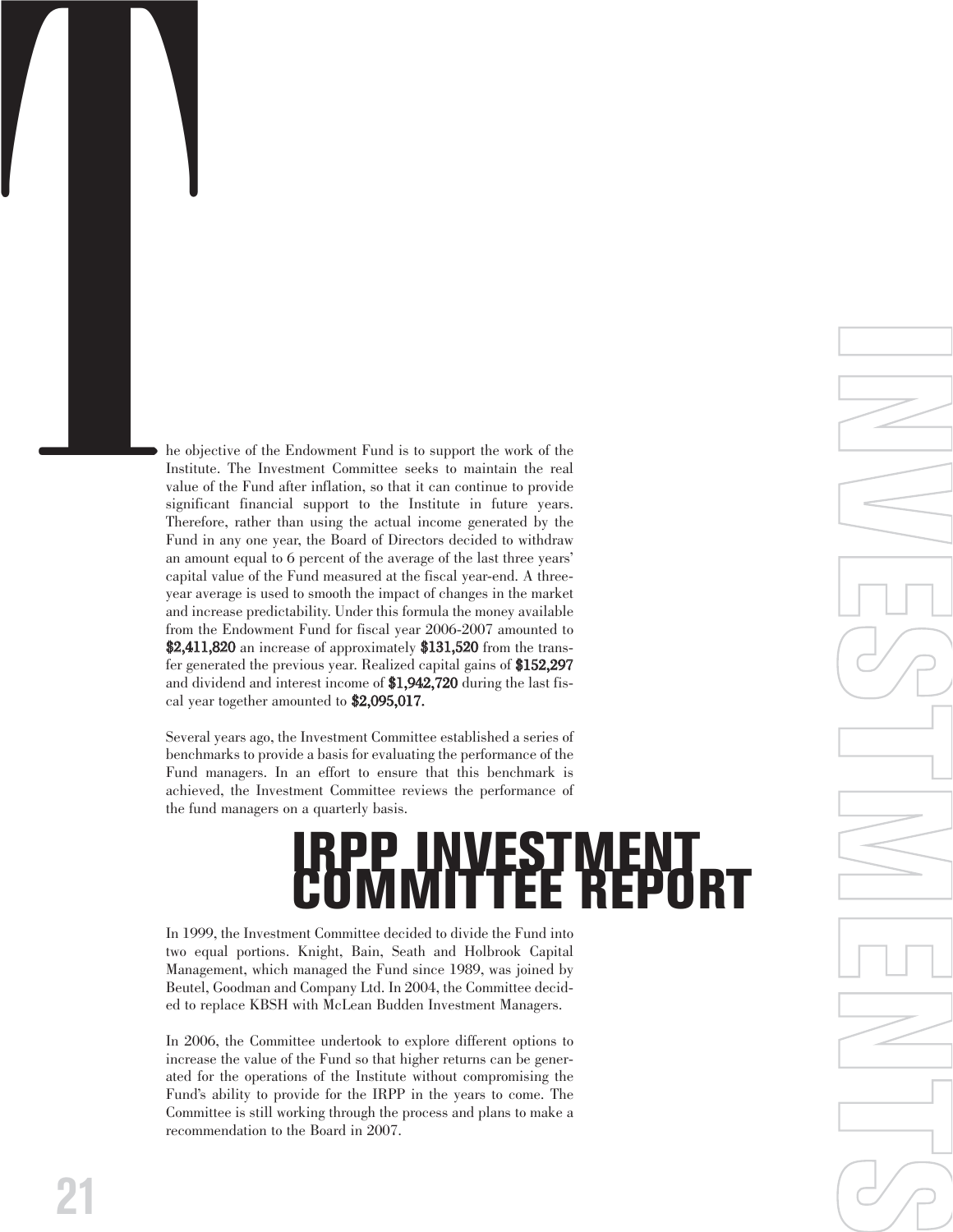# IRPP INVESTMENT COMMITTEE REPORT

The objective of the Endowment Fund is to support the work of the Institute. The Investment Committee seeks to maintain the real value of the Fund after inflation, so that it can continue to provide significant financial support to the Institute in future years. Therefore, rather than using the actual income generated by the Fund in any one year, the Board of Directors decided to withdraw an amount equal to 6 percent of the average of the last three years' capital value of the Fund measured at the fiscal year-end. A three-year average is used to smooth the impact of changes in the market and increase predictability. Under this formula the money available from the Endowment Fund for fiscal year 2006-2007 amounted to **$2,411,820** an increase of approximately **$131,520** from the transfer generated the previous year. Realized capital gains of **$152,297** and dividend and interest income of **$1,942,720** during the last fiscal year together amounted to **$2,095,017.**

Several years ago, the Investment Committee established a series of benchmarks to provide a basis for evaluating the performance of the Fund managers. In an effort to ensure that this benchmark is achieved, the Investment Committee reviews the performance of the fund managers on a quarterly basis.

In 1999, the Investment Committee decided to divide the Fund into two equal portions. Knight, Bain, Seath and Holbrook Capital Management, which managed the Fund since 1989, was joined by Beutel, Goodman and Company Ltd. In 2004, the Committee decided to replace KBSH with McLean Budden Investment Managers.

In 2006, the Committee undertook to explore different options to increase the value of the Fund so that higher returns can be generated for the operations of the Institute without compromising the Fund's ability to provide for the IRPP in the years to come. The Committee is still working through the process and plans to make a recommendation to the Board in 2007.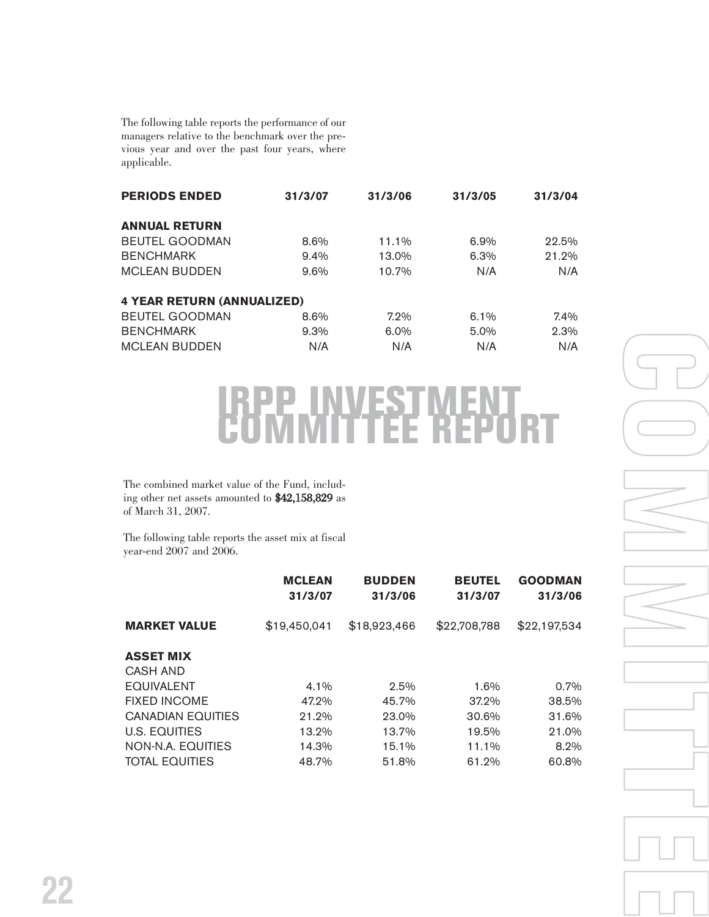The following table reports the performance of our managers relative to the benchmark over the previous year and over the past four years, where applicable.

| PERIODS ENDED | 31/3/07 | 31/3/06 | 31/3/05 | 31/3/04 |
|---|---|---|---|---|
| **ANNUAL RETURN** | | | | |
| BEUTEL GOODMAN | 8.6% | 11.1% | 6.9% | 22.5% |
| BENCHMARK | 9.4% | 13.0% | 6.3% | 21.2% |
| MCLEAN BUDDEN | 9.6% | 10.7% | N/A | N/A |
| **4 YEAR RETURN (ANNUALIZED)** | | | | |
| BEUTEL GOODMAN | 8.6% | 7.2% | 6.1% | 7.4% |
| BENCHMARK | 9.3% | 6.0% | 5.0% | 2.3% |
| MCLEAN BUDDEN | N/A | N/A | N/A | N/A |

# IRPP INVESTMENT COMMITTEE REPORT

The combined market value of the Fund, including other net assets amounted to **$42,158,829** as of March 31, 2007.

The following table reports the asset mix at fiscal year-end 2007 and 2006.

| | MCLEAN 31/3/07 | BUDDEN 31/3/06 | BEUTEL 31/3/07 | GOODMAN 31/3/06 |
|---|---|---|---|---|
| **MARKET VALUE** | $19,450,041 | $18,923,466 | $22,708,788 | $22,197,534 |
| **ASSET MIX** | | | | |
| CASH AND EQUIVALENT | 4.1% | 2.5% | 1.6% | 0.7% |
| FIXED INCOME | 47.2% | 45.7% | 37.2% | 38.5% |
| CANADIAN EQUITIES | 21.2% | 23.0% | 30.6% | 31.6% |
| U.S. EQUITIES | 13.2% | 13.7% | 19.5% | 21.0% |
| NON-N.A. EQUITIES | 14.3% | 15.1% | 11.1% | 8.2% |
| TOTAL EQUITIES | 48.7% | 51.8% | 61.2% | 60.8% |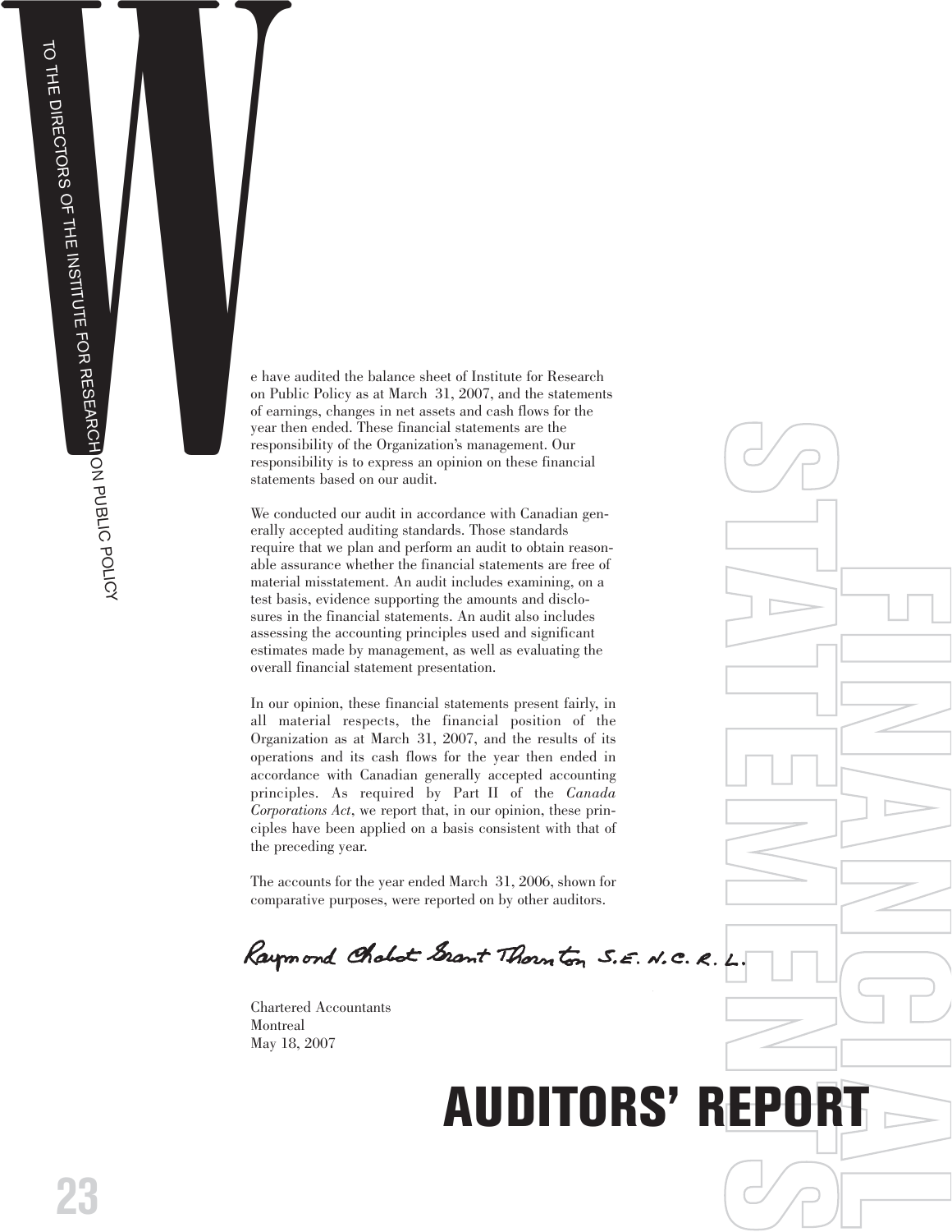# AUDITORS' REPORT

TO THE DIRECTORS OF THE INSTITUTE FOR RESEARCH ON PUBLIC POLICY

We have audited the balance sheet of Institute for Research on Public Policy as at March 31, 2007, and the statements of earnings, changes in net assets and cash flows for the year then ended. These financial statements are the responsibility of the Organization's management. Our responsibility is to express an opinion on these financial statements based on our audit.

We conducted our audit in accordance with Canadian generally accepted auditing standards. Those standards require that we plan and perform an audit to obtain reasonable assurance whether the financial statements are free of material misstatement. An audit includes examining, on a test basis, evidence supporting the amounts and disclosures in the financial statements. An audit also includes assessing the accounting principles used and significant estimates made by management, as well as evaluating the overall financial statement presentation.

In our opinion, these financial statements present fairly, in all material respects, the financial position of the Organization as at March 31, 2007, and the results of its operations and its cash flows for the year then ended in accordance with Canadian generally accepted accounting principles. As required by Part II of the *Canada Corporations Act*, we report that, in our opinion, these principles have been applied on a basis consistent with that of the preceding year.

The accounts for the year ended March 31, 2006, shown for comparative purposes, were reported on by other auditors.

Raymond Chabot Grant Thornton S.E.N.C.R.L.

Chartered Accountants
Montreal
May 18, 2007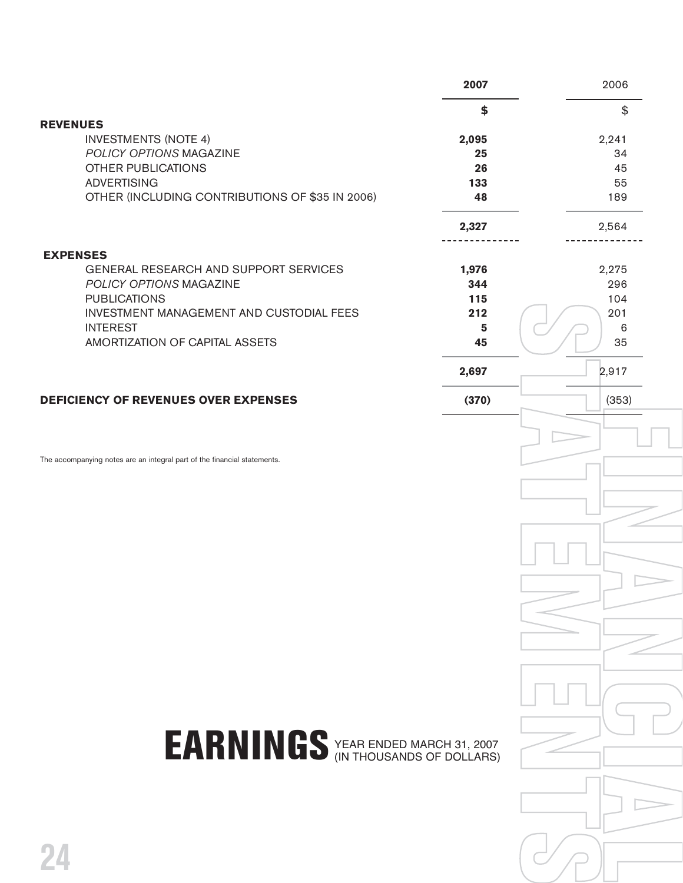# EARNINGS YEAR ENDED MARCH 31, 2007 (IN THOUSANDS OF DOLLARS)

| | **2007** | 2006 |
|---|---|---|
| | **$** | $ |
| **REVENUES** | | |
| INVESTMENTS (NOTE 4) | **2,095** | 2,241 |
| *POLICY OPTIONS* MAGAZINE | **25** | 34 |
| OTHER PUBLICATIONS | **26** | 45 |
| ADVERTISING | **133** | 55 |
| OTHER (INCLUDING CONTRIBUTIONS OF $35 IN 2006) | **48** | 189 |
| | **2,327** | 2,564 |
| **EXPENSES** | | |
| GENERAL RESEARCH AND SUPPORT SERVICES | **1,976** | 2,275 |
| *POLICY OPTIONS* MAGAZINE | **344** | 296 |
| PUBLICATIONS | **115** | 104 |
| INVESTMENT MANAGEMENT AND CUSTODIAL FEES | **212** | 201 |
| INTEREST | **5** | 6 |
| AMORTIZATION OF CAPITAL ASSETS | **45** | 35 |
| | **2,697** | 2,917 |
| **DEFICIENCY OF REVENUES OVER EXPENSES** | **(370)** | (353) |

The accompanying notes are an integral part of the financial statements.

FINANCIAL STATEMENTS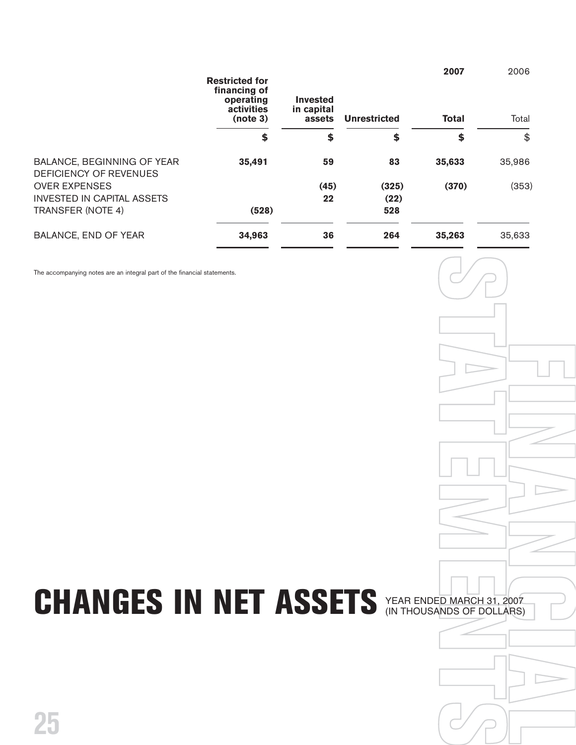# CHANGES IN NET ASSETS

YEAR ENDED MARCH 31, 2007
(IN THOUSANDS OF DOLLARS)

| | Restricted for financing of operating activities (note 3) | Invested in capital assets | Unrestricted | 2007 Total | 2006 Total |
|---|---|---|---|---|---|
| | **$** | **$** | **$** | **$** | $ |
| BALANCE, BEGINNING OF YEAR | **35,491** | **59** | **83** | **35,633** | 35,986 |
| DEFICIENCY OF REVENUES OVER EXPENSES | | **(45)** | **(325)** | **(370)** | (353) |
| INVESTED IN CAPITAL ASSETS | | **22** | **(22)** | | |
| TRANSFER (NOTE 4) | **(528)** | | **528** | | |
| BALANCE, END OF YEAR | **34,963** | **36** | **264** | **35,263** | 35,633 |

The accompanying notes are an integral part of the financial statements.

FINANCIAL STATEMENTS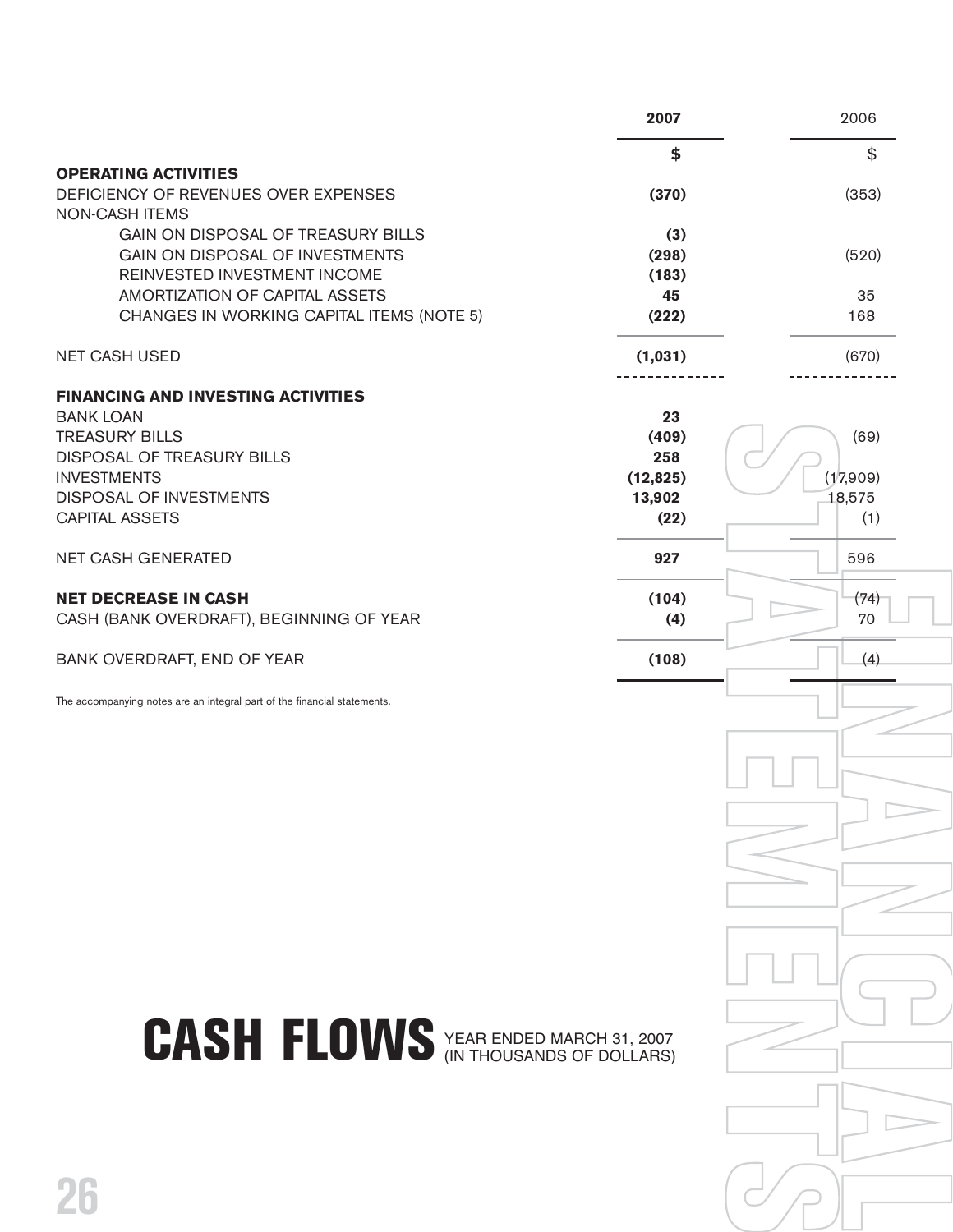# CASH FLOWS

YEAR ENDED MARCH 31, 2007
(IN THOUSANDS OF DOLLARS)

| | 2007 | 2006 |
|---|---|---|
| | **$** | $ |
| **OPERATING ACTIVITIES** | | |
| DEFICIENCY OF REVENUES OVER EXPENSES | **(370)** | (353) |
| NON-CASH ITEMS | | |
| GAIN ON DISPOSAL OF TREASURY BILLS | **(3)** | |
| GAIN ON DISPOSAL OF INVESTMENTS | **(298)** | (520) |
| REINVESTED INVESTMENT INCOME | **(183)** | |
| AMORTIZATION OF CAPITAL ASSETS | **45** | 35 |
| CHANGES IN WORKING CAPITAL ITEMS (NOTE 5) | **(222)** | 168 |
| NET CASH USED | **(1,031)** | (670) |
| **FINANCING AND INVESTING ACTIVITIES** | | |
| BANK LOAN | **23** | |
| TREASURY BILLS | **(409)** | (69) |
| DISPOSAL OF TREASURY BILLS | **258** | |
| INVESTMENTS | **(12,825)** | (17,909) |
| DISPOSAL OF INVESTMENTS | **13,902** | 18,575 |
| CAPITAL ASSETS | **(22)** | (1) |
| NET CASH GENERATED | **927** | 596 |
| **NET DECREASE IN CASH** | **(104)** | (74) |
| CASH (BANK OVERDRAFT), BEGINNING OF YEAR | **(4)** | 70 |
| BANK OVERDRAFT, END OF YEAR | **(108)** | (4) |

The accompanying notes are an integral part of the financial statements.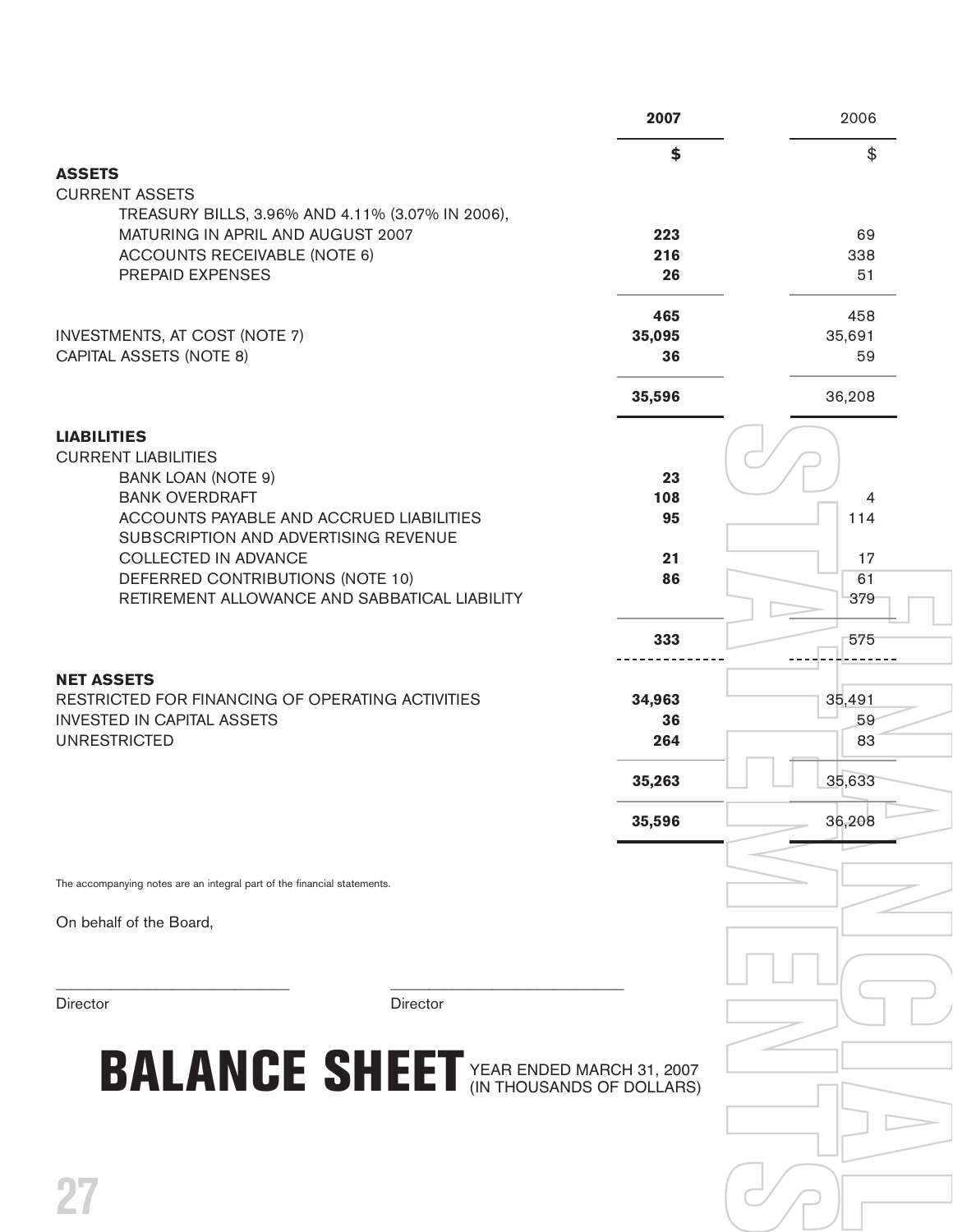# BALANCE SHEET YEAR ENDED MARCH 31, 2007 (IN THOUSANDS OF DOLLARS)

| | 2007 | 2006 |
|---|---|---|
| | $ | $ |
| **ASSETS** | | |
| CURRENT ASSETS | | |
| TREASURY BILLS, 3.96% AND 4.11% (3.07% IN 2006), MATURING IN APRIL AND AUGUST 2007 | **223** | 69 |
| ACCOUNTS RECEIVABLE (NOTE 6) | **216** | 338 |
| PREPAID EXPENSES | **26** | 51 |
| | **465** | 458 |
| INVESTMENTS, AT COST (NOTE 7) | **35,095** | 35,691 |
| CAPITAL ASSETS (NOTE 8) | **36** | 59 |
| | **35,596** | 36,208 |
| **LIABILITIES** | | |
| CURRENT LIABILITIES | | |
| BANK LOAN (NOTE 9) | **23** | |
| BANK OVERDRAFT | **108** | 4 |
| ACCOUNTS PAYABLE AND ACCRUED LIABILITIES | **95** | 114 |
| SUBSCRIPTION AND ADVERTISING REVENUE COLLECTED IN ADVANCE | **21** | 17 |
| DEFERRED CONTRIBUTIONS (NOTE 10) | **86** | 61 |
| RETIREMENT ALLOWANCE AND SABBATICAL LIABILITY | | 379 |
| | **333** | 575 |
| **NET ASSETS** | | |
| RESTRICTED FOR FINANCING OF OPERATING ACTIVITIES | **34,963** | 35,491 |
| INVESTED IN CAPITAL ASSETS | **36** | 59 |
| UNRESTRICTED | **264** | 83 |
| | **35,263** | 35,633 |
| | **35,596** | 36,208 |

The accompanying notes are an integral part of the financial statements.

On behalf of the Board,

\_\_\_\_\_\_\_\_\_\_\_\_\_\_\_\_\_\_\_\_\_\_\_\_\_\_\_\_ Director

\_\_\_\_\_\_\_\_\_\_\_\_\_\_\_\_\_\_\_\_\_\_\_\_\_\_\_\_ Director

FINANCIAL STATEMENTS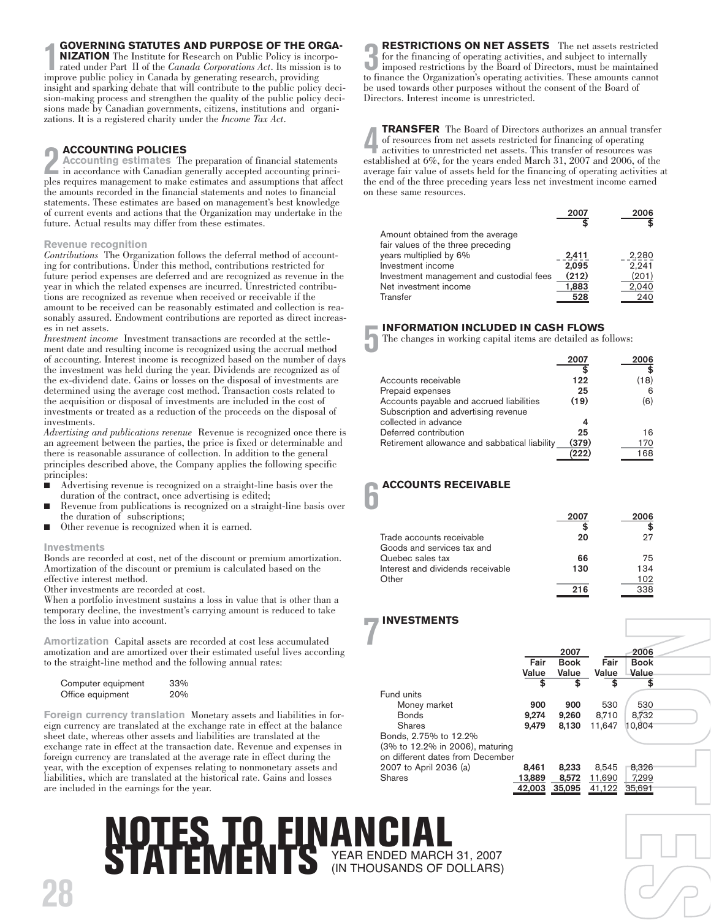# NOTES TO FINANCIAL STATEMENTS

YEAR ENDED MARCH 31, 2007
(IN THOUSANDS OF DOLLARS)

## 1 GOVERNING STATUTES AND PURPOSE OF THE ORGANIZATION

The Institute for Research on Public Policy is incorporated under Part II of the *Canada Corporations Act*. Its mission is to improve public policy in Canada by generating research, providing insight and sparking debate that will contribute to the public policy decision-making process and strengthen the quality of the public policy decisions made by Canadian governments, citizens, institutions and organizations. It is a registered charity under the *Income Tax Act*.

## 2 ACCOUNTING POLICIES

**Accounting estimates** The preparation of financial statements in accordance with Canadian generally accepted accounting principles requires management to make estimates and assumptions that affect the amounts recorded in the financial statements and notes to financial statements. These estimates are based on management's best knowledge of current events and actions that the Organization may undertake in the future. Actual results may differ from these estimates.

### Revenue recognition

*Contributions* The Organization follows the deferral method of accounting for contributions. Under this method, contributions restricted for future period expenses are deferred and are recognized as revenue in the year in which the related expenses are incurred. Unrestricted contributions are recognized as revenue when received or receivable if the amount to be received can be reasonably estimated and collection is reasonably assured. Endowment contributions are reported as direct increases in net assets.

*Investment income* Investment transactions are recorded at the settlement date and resulting income is recognized using the accrual method of accounting. Interest income is recognized based on the number of days the investment was held during the year. Dividends are recognized as of the ex-dividend date. Gains or losses on the disposal of investments are determined using the average cost method. Transaction costs related to the acquisition or disposal of investments are included in the cost of investments or treated as a reduction of the proceeds on the disposal of investments.

*Advertising and publications revenue* Revenue is recognized once there is an agreement between the parties, the price is fixed or determinable and there is reasonable assurance of collection. In addition to the general principles described above, the Company applies the following specific principles:

- Advertising revenue is recognized on a straight-line basis over the duration of the contract, once advertising is edited;
- Revenue from publications is recognized on a straight-line basis over the duration of subscriptions;
- Other revenue is recognized when it is earned.

### Investments

Bonds are recorded at cost, net of the discount or premium amortization. Amortization of the discount or premium is calculated based on the effective interest method.

Other investments are recorded at cost.

When a portfolio investment sustains a loss in value that is other than a temporary decline, the investment's carrying amount is reduced to take the loss in value into account.

**Amortization** Capital assets are recorded at cost less accumulated amotization and are amortized over their estimated useful lives according to the straight-line method and the following annual rates:

| | |
|---|---|
| Computer equipment | 33% |
| Office equipment | 20% |

**Foreign currency translation** Monetary assets and liabilities in foreign currency are translated at the exchange rate in effect at the balance sheet date, whereas other assets and liabilities are translated at the exchange rate in effect at the transaction date. Revenue and expenses in foreign currency are translated at the average rate in effect during the year, with the exception of expenses relating to nonmonetary assets and liabilities, which are translated at the historical rate. Gains and losses are included in the earnings for the year.

## 3 RESTRICTIONS ON NET ASSETS

The net assets restricted for the financing of operating activities, and subject to internally imposed restrictions by the Board of Directors, must be maintained to finance the Organization's operating activities. These amounts cannot be used towards other purposes without the consent of the Board of Directors. Interest income is unrestricted.

## 4 TRANSFER

The Board of Directors authorizes an annual transfer of resources from net assets restricted for financing of operating activities to unrestricted net assets. This transfer of resources was established at 6%, for the years ended March 31, 2007 and 2006, of the average fair value of assets held for the financing of operating activities at the end of the three preceding years less net investment income earned on these same resources.

| | 2007 $ | 2006 $ |
|---|---|---|
| Amount obtained from the average fair values of the three preceding years multiplied by 6% | **2,411** | 2,280 |
| Investment income | **2,095** | 2,241 |
| Investment management and custodial fees | **(212)** | (201) |
| Net investment income | **1,883** | 2,040 |
| Transfer | **528** | 240 |

## 5 INFORMATION INCLUDED IN CASH FLOWS

The changes in working capital items are detailed as follows:

| | 2007 $ | 2006 $ |
|---|---|---|
| Accounts receivable | **122** | (18) |
| Prepaid expenses | **25** | 6 |
| Accounts payable and accrued liabilities | **(19)** | (6) |
| Subscription and advertising revenue collected in advance | **4** | |
| Deferred contribution | **25** | 16 |
| Retirement allowance and sabbatical liability | **(379)** | 170 |
| | **(222)** | 168 |

## 6 ACCOUNTS RECEIVABLE

| | 2007 $ | 2006 $ |
|---|---|---|
| Trade accounts receivable | **20** | 27 |
| Goods and services tax and Quebec sales tax | **66** | 75 |
| Interest and dividends receivable | **130** | 134 |
| Other | | 102 |
| | **216** | 338 |

## 7 INVESTMENTS

| | 2007 Fair Value $ | 2007 Book Value $ | 2006 Fair Value $ | 2006 Book Value $ |
|---|---|---|---|---|
| Fund units | | | | |
| Money market | **900** | **900** | 530 | 530 |
| Bonds | **9,274** | **9,260** | 8,710 | 8,732 |
| Shares | **9,479** | **8,130** | 11,647 | 10,804 |
| Bonds, 2.75% to 12.2% (3% to 12.2% in 2006), maturing on different dates from December 2007 to April 2036 (a) | **8,461** | **8,233** | 8,545 | 8,326 |
| Shares | **13,889** | **8,572** | 11,690 | 7,299 |
| | **42,003** | **35,095** | 41,122 | 35,691 |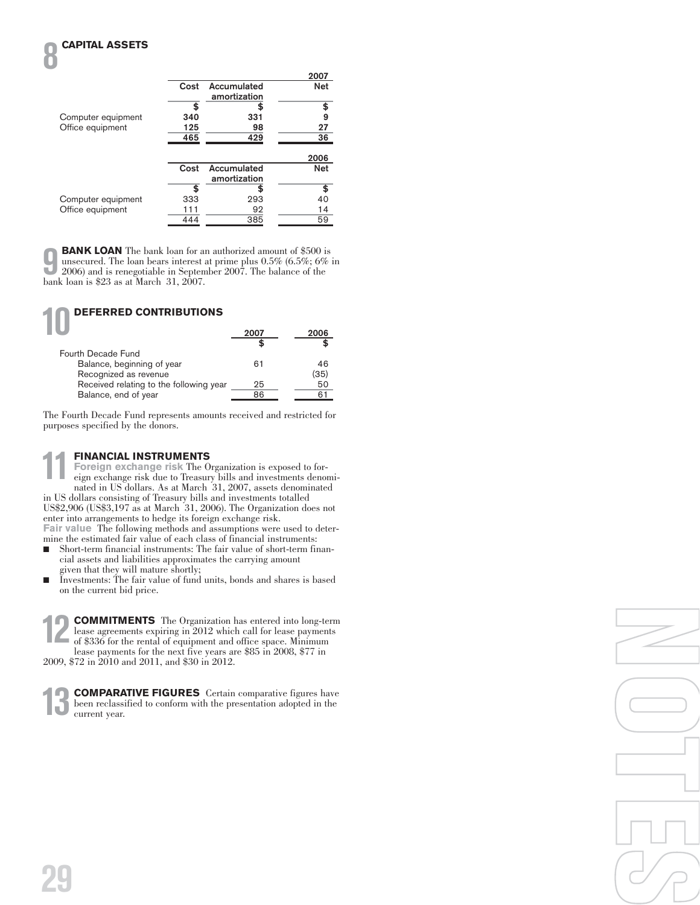## 8 CAPITAL ASSETS

| | Cost | Accumulated amortization | 2007 Net |
|---|---|---|---|
| | **$** | **$** | **$** |
| Computer equipment | **340** | **331** | **9** |
| Office equipment | **125** | **98** | **27** |
| | **465** | **429** | **36** |

| | Cost | Accumulated amortization | 2006 Net |
|---|---|---|---|
| | $ | $ | $ |
| Computer equipment | 333 | 293 | 40 |
| Office equipment | 111 | 92 | 14 |
| | 444 | 385 | 59 |

## 9 BANK LOAN

**BANK LOAN** The bank loan for an authorized amount of $500 is unsecured. The loan bears interest at prime plus 0.5% (6.5%; 6% in 2006) and is renegotiable in September 2007. The balance of the bank loan is $23 as at March 31, 2007.

## 10 DEFERRED CONTRIBUTIONS

| | 2007 | 2006 |
|---|---|---|
| | $ | $ |
| Fourth Decade Fund | | |
| Balance, beginning of year | 61 | 46 |
| Recognized as revenue | | (35) |
| Received relating to the following year | 25 | 50 |
| Balance, end of year | 86 | 61 |

The Fourth Decade Fund represents amounts received and restricted for purposes specified by the donors.

## 11 FINANCIAL INSTRUMENTS

**Foreign exchange risk** The Organization is exposed to foreign exchange risk due to Treasury bills and investments denominated in US dollars. As at March 31, 2007, assets denominated in US dollars consisting of Treasury bills and investments totalled US$2,906 (US$3,197 as at March 31, 2006). The Organization does not enter into arrangements to hedge its foreign exchange risk.

**Fair value** The following methods and assumptions were used to determine the estimated fair value of each class of financial instruments:

- Short-term financial instruments: The fair value of short-term financial assets and liabilities approximates the carrying amount given that they will mature shortly;
- Investments: The fair value of fund units, bonds and shares is based on the current bid price.

## 12 COMMITMENTS

**COMMITMENTS** The Organization has entered into long-term lease agreements expiring in 2012 which call for lease payments of $336 for the rental of equipment and office space. Minimum lease payments for the next five years are $85 in 2008, $77 in 2009, $72 in 2010 and 2011, and $30 in 2012.

## 13 COMPARATIVE FIGURES

**COMPARATIVE FIGURES** Certain comparative figures have been reclassified to conform with the presentation adopted in the current year.